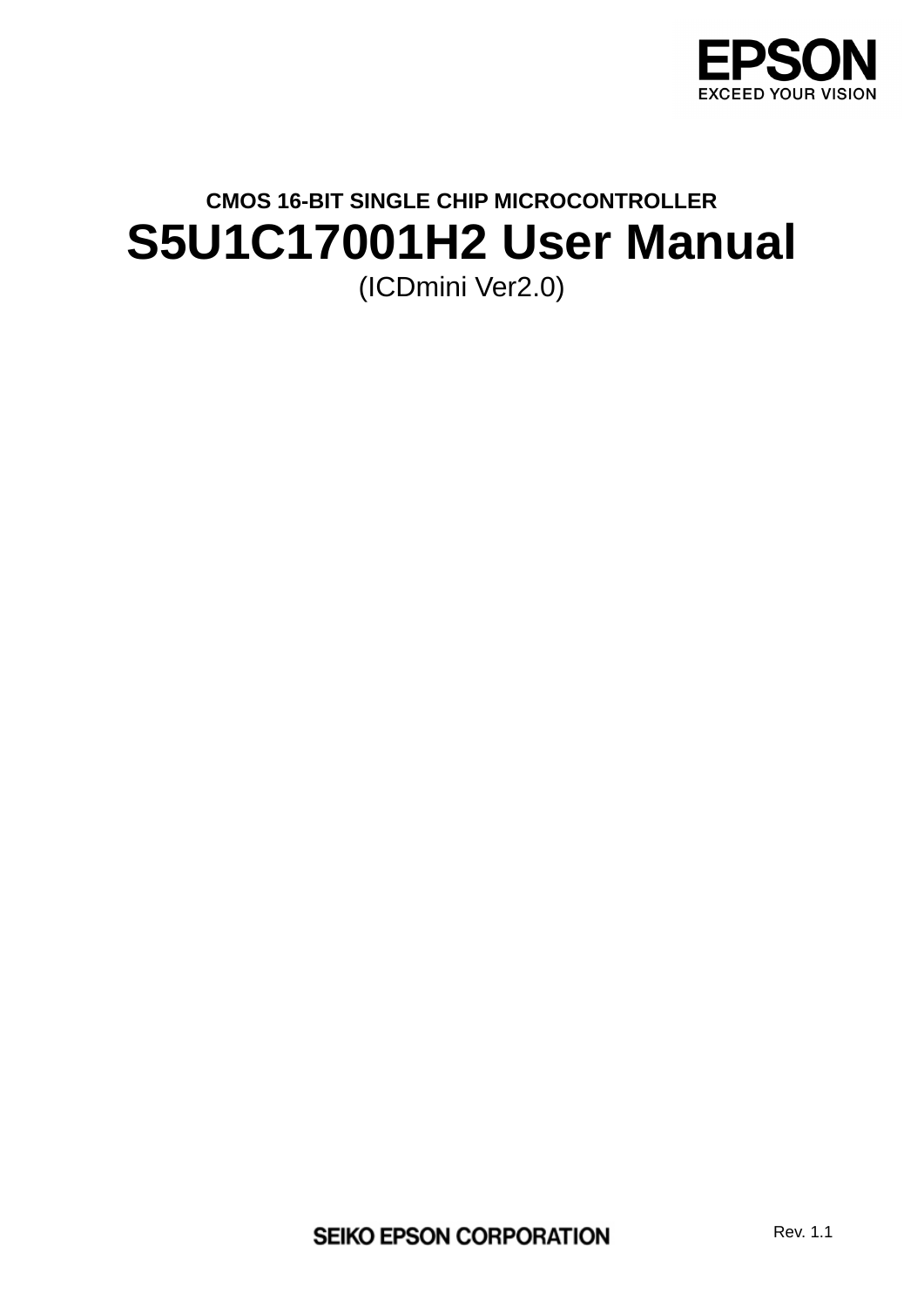EPSON

EXCEED YOUR VISION

**CMOS 16-BIT SINGLE CHIP MICROCONTROLLER**

# S5U1C17001H2 User Manual

(ICDmini Ver2.0)

SEIKO EPSON CORPORATION

Rev. 1.1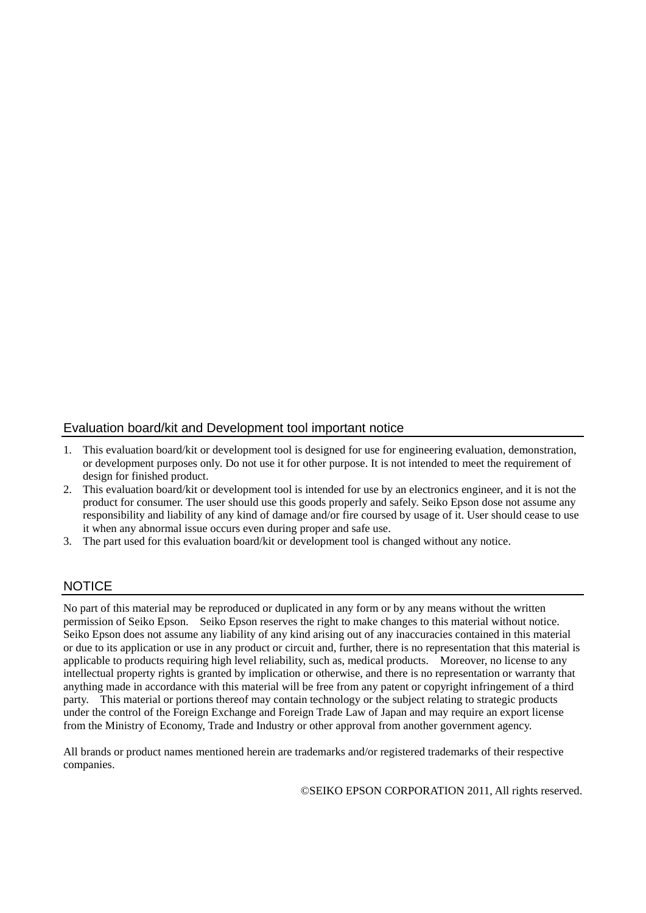## Evaluation board/kit and Development tool important notice

1. This evaluation board/kit or development tool is designed for use for engineering evaluation, demonstration, or development purposes only. Do not use it for other purpose. It is not intended to meet the requirement of design for finished product.
2. This evaluation board/kit or development tool is intended for use by an electronics engineer, and it is not the product for consumer. The user should use this goods properly and safely. Seiko Epson dose not assume any responsibility and liability of any kind of damage and/or fire coursed by usage of it. User should cease to use it when any abnormal issue occurs even during proper and safe use.
3. The part used for this evaluation board/kit or development tool is changed without any notice.

## NOTICE

No part of this material may be reproduced or duplicated in any form or by any means without the written permission of Seiko Epson. Seiko Epson reserves the right to make changes to this material without notice. Seiko Epson does not assume any liability of any kind arising out of any inaccuracies contained in this material or due to its application or use in any product or circuit and, further, there is no representation that this material is applicable to products requiring high level reliability, such as, medical products. Moreover, no license to any intellectual property rights is granted by implication or otherwise, and there is no representation or warranty that anything made in accordance with this material will be free from any patent or copyright infringement of a third party. This material or portions thereof may contain technology or the subject relating to strategic products under the control of the Foreign Exchange and Foreign Trade Law of Japan and may require an export license from the Ministry of Economy, Trade and Industry or other approval from another government agency.

All brands or product names mentioned herein are trademarks and/or registered trademarks of their respective companies.

©SEIKO EPSON CORPORATION 2011, All rights reserved.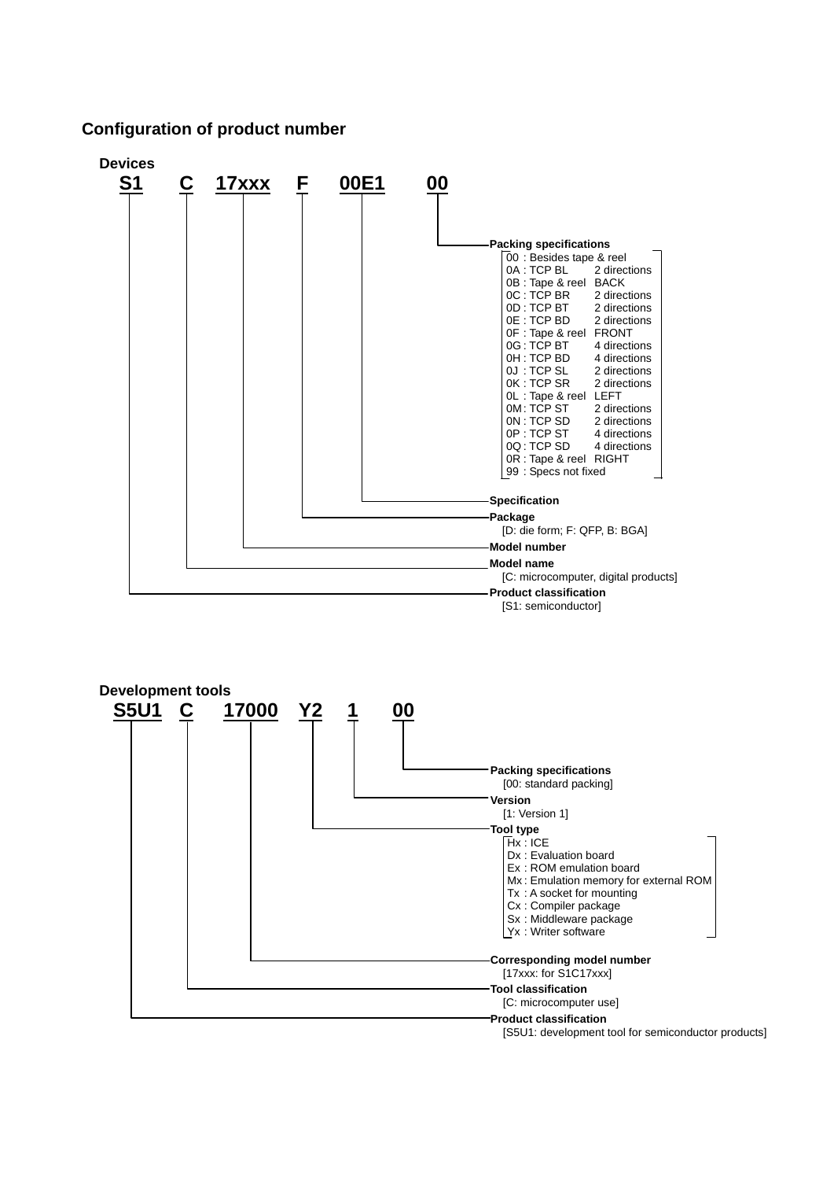## Configuration of product number

### Devices

**S1 C 17xxx F 00E1 00**

- **Packing specifications** (00)
  - 00 : Besides tape & reel
  - 0A : TCP BL 2 directions
  - 0B : Tape & reel BACK
  - 0C : TCP BR 2 directions
  - 0D : TCP BT 2 directions
  - 0E : TCP BD 2 directions
  - 0F : Tape & reel FRONT
  - 0G : TCP BT 4 directions
  - 0H : TCP BD 4 directions
  - 0J : TCP SL 2 directions
  - 0K : TCP SR 2 directions
  - 0L : Tape & reel LEFT
  - 0M : TCP ST 2 directions
  - 0N : TCP SD 2 directions
  - 0P : TCP ST 4 directions
  - 0Q : TCP SD 4 directions
  - 0R : Tape & reel RIGHT
  - 99 : Specs not fixed
- **Specification** (00E1)
- **Package** (F)
  [D: die form; F: QFP, B: BGA]
- **Model number** (17xxx)
- **Model name** (C)
  [C: microcomputer, digital products]
- **Product classification** (S1)
  [S1: semiconductor]

### Development tools

**S5U1 C 17000 Y2 1 00**

- **Packing specifications** (00)
  [00: standard packing]
- **Version** (1)
  [1: Version 1]
- **Tool type** (Y2)
  - Hx : ICE
  - Dx : Evaluation board
  - Ex : ROM emulation board
  - Mx : Emulation memory for external ROM
  - Tx : A socket for mounting
  - Cx : Compiler package
  - Sx : Middleware package
  - Yx : Writer software
- **Corresponding model number** (17000)
  [17xxx: for S1C17xxx]
- **Tool classification** (C)
  [C: microcomputer use]
- **Product classification** (S5U1)
  [S5U1: development tool for semiconductor products]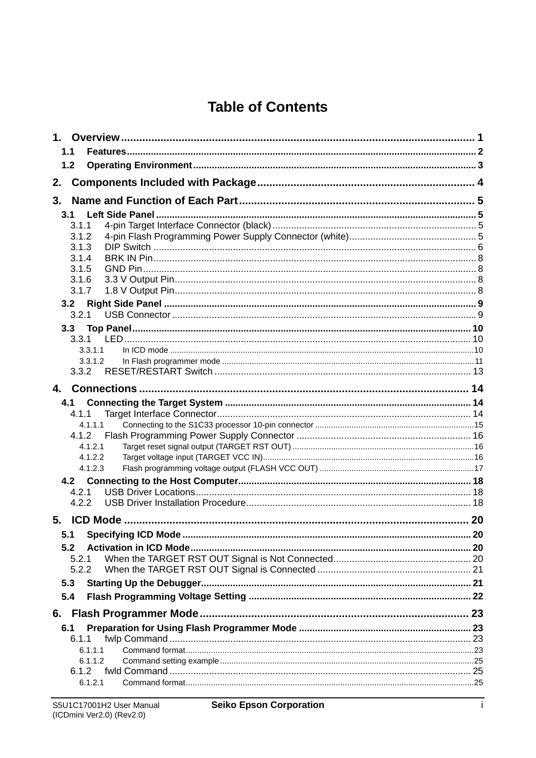# Table of Contents

1. Overview ........................................................................ 1
  - 1.1 Features ........................................................................ 2
  - 1.2 Operating Environment ........................................................................ 3
2. Components Included with Package ........................................................................ 4
3. Name and Function of Each Part ........................................................................ 5
  - 3.1 Left Side Panel ........................................................................ 5
    - 3.1.1 4-pin Target Interface Connector (black) ........................................................................ 5
    - 3.1.2 4-pin Flash Programming Power Supply Connector (white) ........................................................................ 5
    - 3.1.3 DIP Switch ........................................................................ 6
    - 3.1.4 BRK IN Pin ........................................................................ 8
    - 3.1.5 GND Pin ........................................................................ 8
    - 3.1.6 3.3 V Output Pin ........................................................................ 8
    - 3.1.7 1.8 V Output Pin ........................................................................ 8
  - 3.2 Right Side Panel ........................................................................ 9
    - 3.2.1 USB Connector ........................................................................ 9
  - 3.3 Top Panel ........................................................................ 10
    - 3.3.1 LED ........................................................................ 10
      - 3.3.1.1 In ICD mode ........................................................................ 10
      - 3.3.1.2 In Flash programmer mode ........................................................................ 11
    - 3.3.2 RESET/RESTART Switch ........................................................................ 13
4. Connections ........................................................................ 14
  - 4.1 Connecting the Target System ........................................................................ 14
    - 4.1.1 Target Interface Connector ........................................................................ 14
      - 4.1.1.1 Connecting to the S1C33 processor 10-pin connector ........................................................................ 15
    - 4.1.2 Flash Programming Power Supply Connector ........................................................................ 16
      - 4.1.2.1 Target reset signal output (TARGET RST OUT) ........................................................................ 16
      - 4.1.2.2 Target voltage input (TARGET VCC IN) ........................................................................ 16
      - 4.1.2.3 Flash programming voltage output (FLASH VCC OUT) ........................................................................ 17
  - 4.2 Connecting to the Host Computer ........................................................................ 18
    - 4.2.1 USB Driver Locations ........................................................................ 18
    - 4.2.2 USB Driver Installation Procedure ........................................................................ 18
5. ICD Mode ........................................................................ 20
  - 5.1 Specifying ICD Mode ........................................................................ 20
  - 5.2 Activation in ICD Mode ........................................................................ 20
    - 5.2.1 When the TARGET RST OUT Signal is Not Connected ........................................................................ 20
    - 5.2.2 When the TARGET RST OUT Signal is Connected ........................................................................ 21
  - 5.3 Starting Up the Debugger ........................................................................ 21
  - 5.4 Flash Programming Voltage Setting ........................................................................ 22
6. Flash Programmer Mode ........................................................................ 23
  - 6.1 Preparation for Using Flash Programmer Mode ........................................................................ 23
    - 6.1.1 fwlp Command ........................................................................ 23
      - 6.1.1.1 Command format ........................................................................ 23
      - 6.1.1.2 Command setting example ........................................................................ 25
    - 6.1.2 fwld Command ........................................................................ 25
      - 6.1.2.1 Command format ........................................................................ 25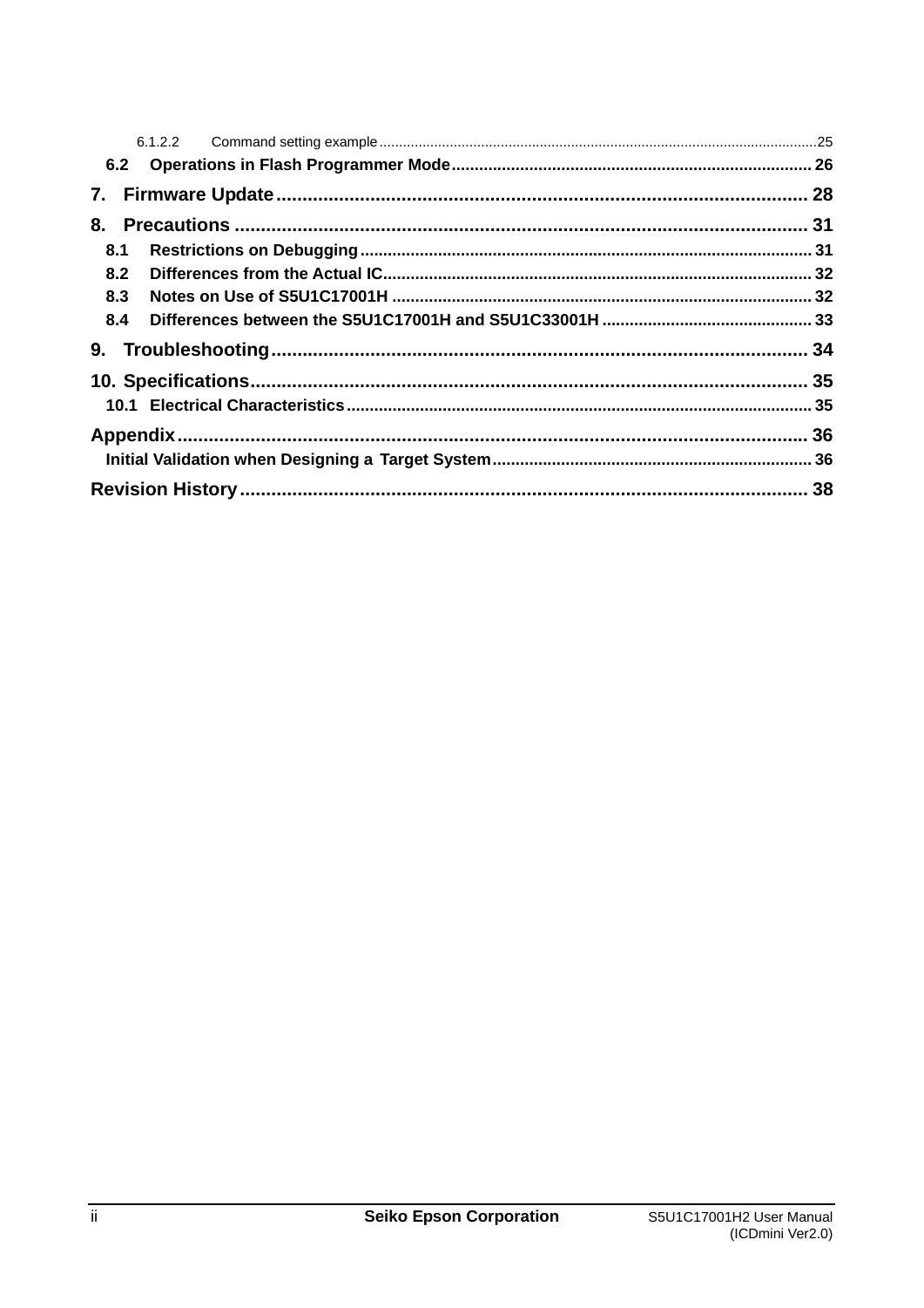6.1.2.2 Command setting example .......... 25

**6.2 Operations in Flash Programmer Mode .......... 26**

**7. Firmware Update .......... 28**

**8. Precautions .......... 31**

**8.1 Restrictions on Debugging .......... 31**

**8.2 Differences from the Actual IC .......... 32**

**8.3 Notes on Use of S5U1C17001H .......... 32**

**8.4 Differences between the S5U1C17001H and S5U1C33001H .......... 33**

**9. Troubleshooting .......... 34**

**10. Specifications .......... 35**

**10.1 Electrical Characteristics .......... 35**

**Appendix .......... 36**

**Initial Validation when Designing a Target System .......... 36**

**Revision History .......... 38**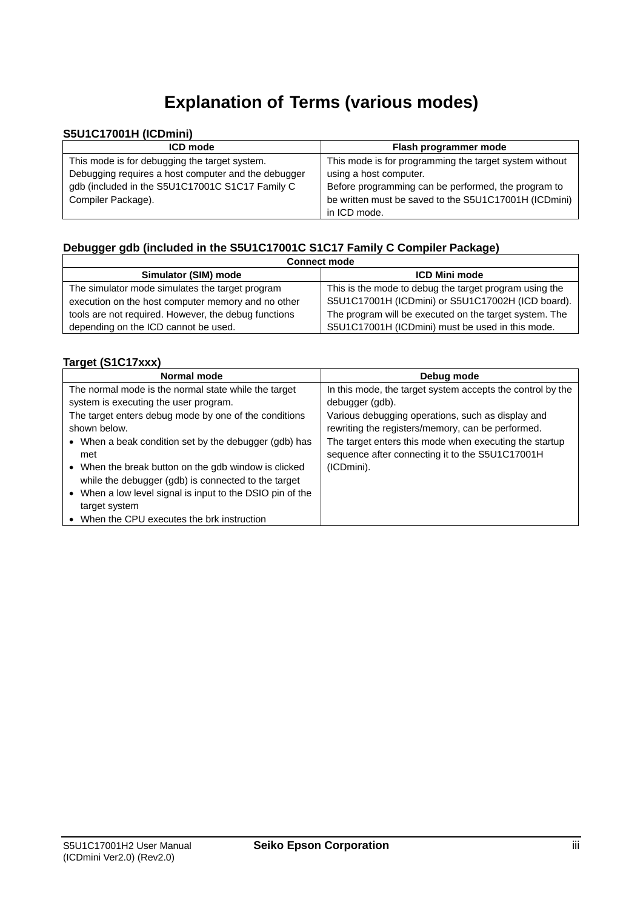# Explanation of Terms (various modes)

**S5U1C17001H (ICDmini)**

| ICD mode | Flash programmer mode |
| --- | --- |
| This mode is for debugging the target system.<br>Debugging requires a host computer and the debugger gdb (included in the S5U1C17001C S1C17 Family C Compiler Package). | This mode is for programming the target system without using a host computer.<br>Before programming can be performed, the program to be written must be saved to the S5U1C17001H (ICDmini) in ICD mode. |

**Debugger gdb (included in the S5U1C17001C S1C17 Family C Compiler Package)**

| Connect mode | |
| --- | --- |
| **Simulator (SIM) mode** | **ICD Mini mode** |
| The simulator mode simulates the target program execution on the host computer memory and no other tools are not required. However, the debug functions depending on the ICD cannot be used. | This is the mode to debug the target program using the S5U1C17001H (ICDmini) or S5U1C17002H (ICD board). The program will be executed on the target system. The S5U1C17001H (ICDmini) must be used in this mode. |

**Target (S1C17xxx)**

| Normal mode | Debug mode |
| --- | --- |
| The normal mode is the normal state while the target system is executing the user program.<br>The target enters debug mode by one of the conditions shown below.<br>• When a beak condition set by the debugger (gdb) has met<br>• When the break button on the gdb window is clicked while the debugger (gdb) is connected to the target<br>• When a low level signal is input to the DSIO pin of the target system<br>• When the CPU executes the brk instruction | In this mode, the target system accepts the control by the debugger (gdb).<br>Various debugging operations, such as display and rewriting the registers/memory, can be performed.<br>The target enters this mode when executing the startup sequence after connecting it to the S5U1C17001H (ICDmini). |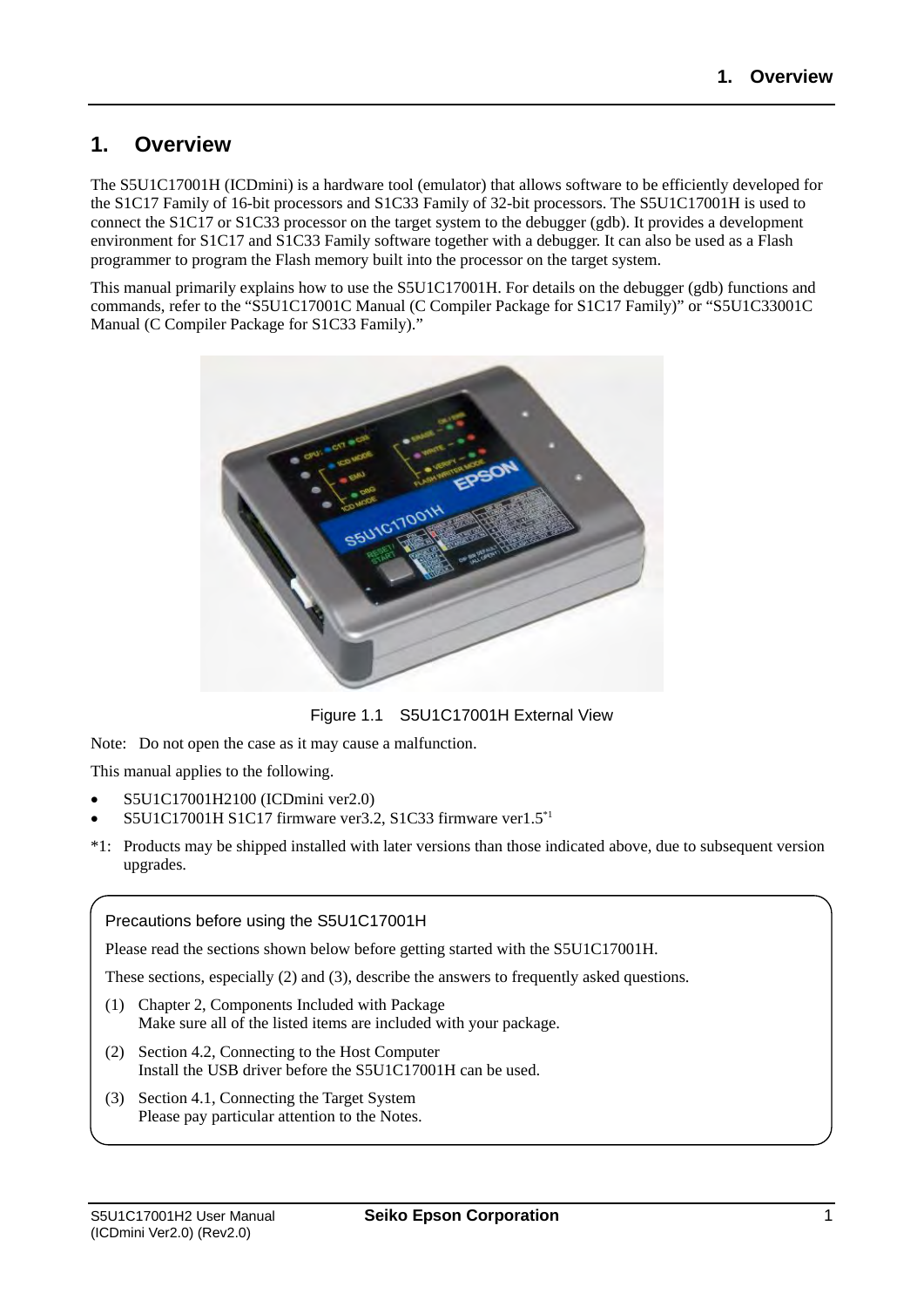# 1. Overview

The S5U1C17001H (ICDmini) is a hardware tool (emulator) that allows software to be efficiently developed for the S1C17 Family of 16-bit processors and S1C33 Family of 32-bit processors. The S5U1C17001H is used to connect the S1C17 or S1C33 processor on the target system to the debugger (gdb). It provides a development environment for S1C17 and S1C33 Family software together with a debugger. It can also be used as a Flash programmer to program the Flash memory built into the processor on the target system.

This manual primarily explains how to use the S5U1C17001H. For details on the debugger (gdb) functions and commands, refer to the "S5U1C17001C Manual (C Compiler Package for S1C17 Family)" or "S5U1C33001C Manual (C Compiler Package for S1C33 Family)."

Figure 1.1 S5U1C17001H External View

Note: Do not open the case as it may cause a malfunction.

This manual applies to the following.

- S5U1C17001H2100 (ICDmini ver2.0)
- S5U1C17001H S1C17 firmware ver3.2, S1C33 firmware ver1.5[*1]

*1: Products may be shipped installed with later versions than those indicated above, due to subsequent version upgrades.

> **Precautions before using the S5U1C17001H**
>
> Please read the sections shown below before getting started with the S5U1C17001H.
>
> These sections, especially (2) and (3), describe the answers to frequently asked questions.
>
> (1) Chapter 2, Components Included with Package
> Make sure all of the listed items are included with your package.
>
> (2) Section 4.2, Connecting to the Host Computer
> Install the USB driver before the S5U1C17001H can be used.
>
> (3) Section 4.1, Connecting the Target System
> Please pay particular attention to the Notes.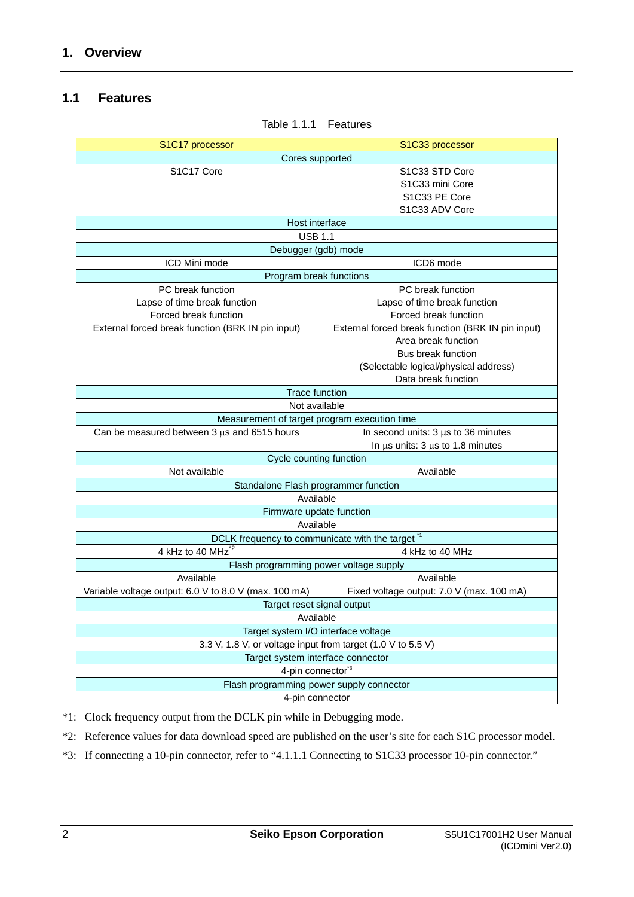# 1. Overview

## 1.1 Features

Table 1.1.1 Features

| S1C17 processor | S1C33 processor |
|---|---|
| **Cores supported** | |
| S1C17 Core | S1C33 STD Core<br>S1C33 mini Core<br>S1C33 PE Core<br>S1C33 ADV Core |
| **Host interface** | |
| USB 1.1 | |
| **Debugger (gdb) mode** | |
| ICD Mini mode | ICD6 mode |
| **Program break functions** | |
| PC break function<br>Lapse of time break function<br>Forced break function<br>External forced break function (BRK IN pin input) | PC break function<br>Lapse of time break function<br>Forced break function<br>External forced break function (BRK IN pin input)<br>Area break function<br>Bus break function<br>(Selectable logical/physical address)<br>Data break function |
| **Trace function** | |
| Not available | |
| **Measurement of target program execution time** | |
| Can be measured between 3 µs and 6515 hours | In second units: 3 µs to 36 minutes<br>In µs units: 3 µs to 1.8 minutes |
| **Cycle counting function** | |
| Not available | Available |
| **Standalone Flash programmer function** | |
| Available | |
| **Firmware update function** | |
| Available | |
| **DCLK frequency to communicate with the target** *1 | |
| 4 kHz to 40 MHz*2 | 4 kHz to 40 MHz |
| **Flash programming power voltage supply** | |
| Available<br>Variable voltage output: 6.0 V to 8.0 V (max. 100 mA) | Available<br>Fixed voltage output: 7.0 V (max. 100 mA) |
| **Target reset signal output** | |
| Available | |
| **Target system I/O interface voltage** | |
| 3.3 V, 1.8 V, or voltage input from target (1.0 V to 5.5 V) | |
| **Target system interface connector** | |
| 4-pin connector*3 | |
| **Flash programming power supply connector** | |
| 4-pin connector | |

*1: Clock frequency output from the DCLK pin while in Debugging mode.

*2: Reference values for data download speed are published on the user's site for each S1C processor model.

*3: If connecting a 10-pin connector, refer to "4.1.1.1 Connecting to S1C33 processor 10-pin connector."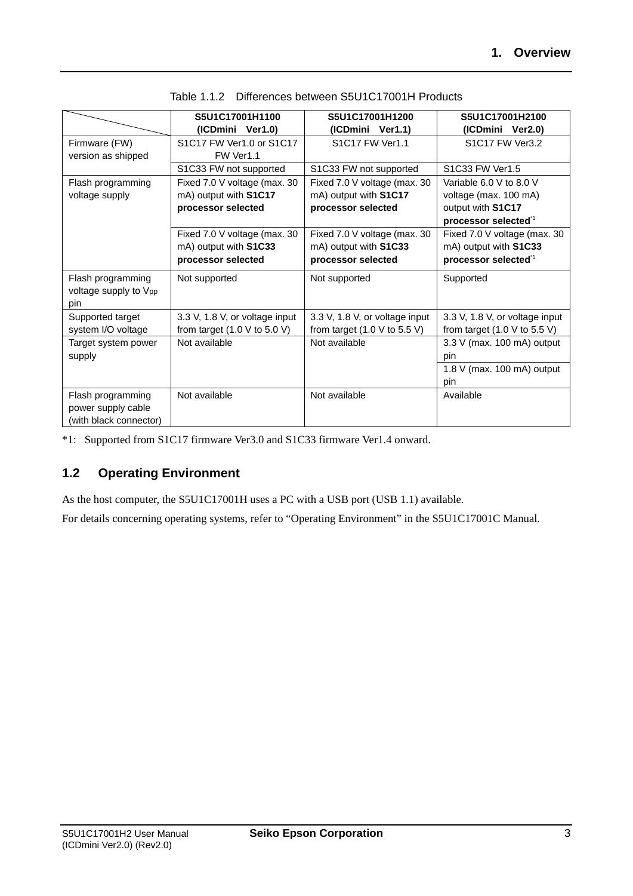Table 1.1.2 Differences between S5U1C17001H Products

| | **S5U1C17001H1100 (ICDmini Ver1.0)** | **S5U1C17001H1200 (ICDmini Ver1.1)** | **S5U1C17001H2100 (ICDmini Ver2.0)** |
|---|---|---|---|
| Firmware (FW) version as shipped | S1C17 FW Ver1.0 or S1C17 FW Ver1.1 | S1C17 FW Ver1.1 | S1C17 FW Ver3.2 |
| | S1C33 FW not supported | S1C33 FW not supported | S1C33 FW Ver1.5 |
| Flash programming voltage supply | Fixed 7.0 V voltage (max. 30 mA) output with **S1C17 processor selected** | Fixed 7.0 V voltage (max. 30 mA) output with **S1C17 processor selected** | Variable 6.0 V to 8.0 V voltage (max. 100 mA) output with **S1C17 processor selected**[*1] |
| | Fixed 7.0 V voltage (max. 30 mA) output with **S1C33 processor selected** | Fixed 7.0 V voltage (max. 30 mA) output with **S1C33 processor selected** | Fixed 7.0 V voltage (max. 30 mA) output with **S1C33 processor selected**[*1] |
| Flash programming voltage supply to $V_{PP}$ pin | Not supported | Not supported | Supported |
| Supported target system I/O voltage | 3.3 V, 1.8 V, or voltage input from target (1.0 V to 5.0 V) | 3.3 V, 1.8 V, or voltage input from target (1.0 V to 5.5 V) | 3.3 V, 1.8 V, or voltage input from target (1.0 V to 5.5 V) |
| Target system power supply | Not available | Not available | 3.3 V (max. 100 mA) output pin |
| | | | 1.8 V (max. 100 mA) output pin |
| Flash programming power supply cable (with black connector) | Not available | Not available | Available |

*1: Supported from S1C17 firmware Ver3.0 and S1C33 firmware Ver1.4 onward.

## 1.2 Operating Environment

As the host computer, the S5U1C17001H uses a PC with a USB port (USB 1.1) available.

For details concerning operating systems, refer to "Operating Environment" in the S5U1C17001C Manual.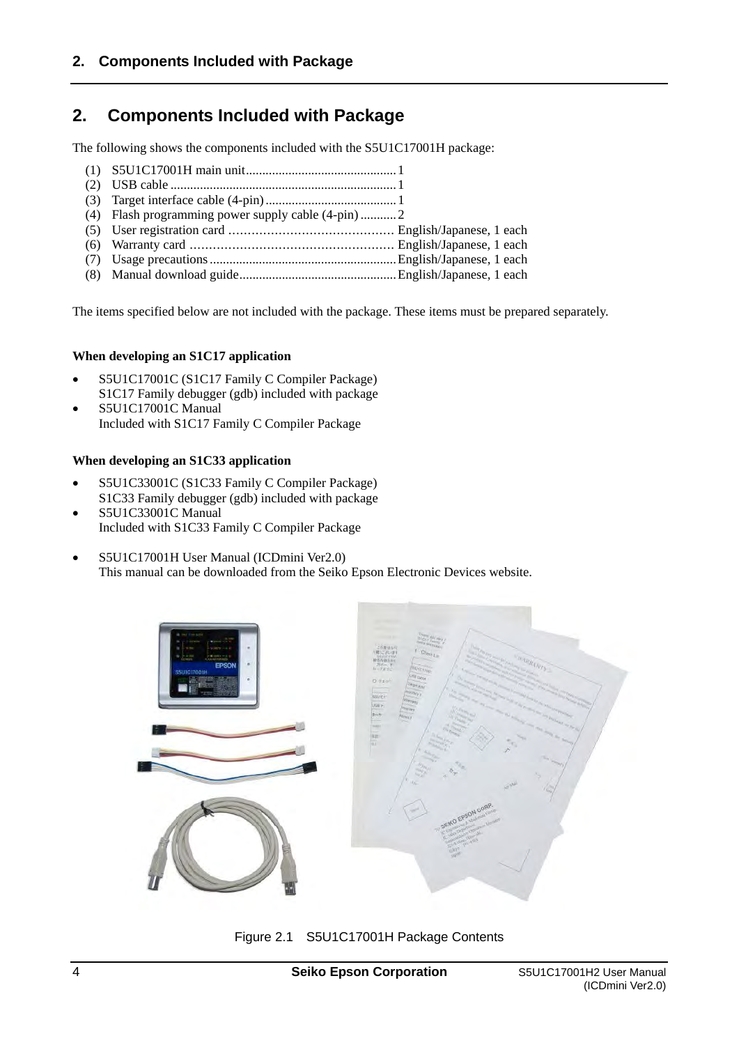## 2. Components Included with Package

The following shows the components included with the S5U1C17001H package:

1. S5U1C17001H main unit.............................................1
2. USB cable ....................................................................1
3. Target interface cable (4-pin) ........................................1
4. Flash programming power supply cable (4-pin) ...........2
5. User registration card …………………………………… English/Japanese, 1 each
6. Warranty card ……………………………………………… English/Japanese, 1 each
7. Usage precautions .........................................................English/Japanese, 1 each
8. Manual download guide................................................English/Japanese, 1 each

The items specified below are not included with the package. These items must be prepared separately.

**When developing an S1C17 application**

- S5U1C17001C (S1C17 Family C Compiler Package)
  S1C17 Family debugger (gdb) included with package
- S5U1C17001C Manual
  Included with S1C17 Family C Compiler Package

**When developing an S1C33 application**

- S5U1C33001C (S1C33 Family C Compiler Package)
  S1C33 Family debugger (gdb) included with package
- S5U1C33001C Manual
  Included with S1C33 Family C Compiler Package

- S5U1C17001H User Manual (ICDmini Ver2.0)
  This manual can be downloaded from the Seiko Epson Electronic Devices website.

Figure 2.1 S5U1C17001H Package Contents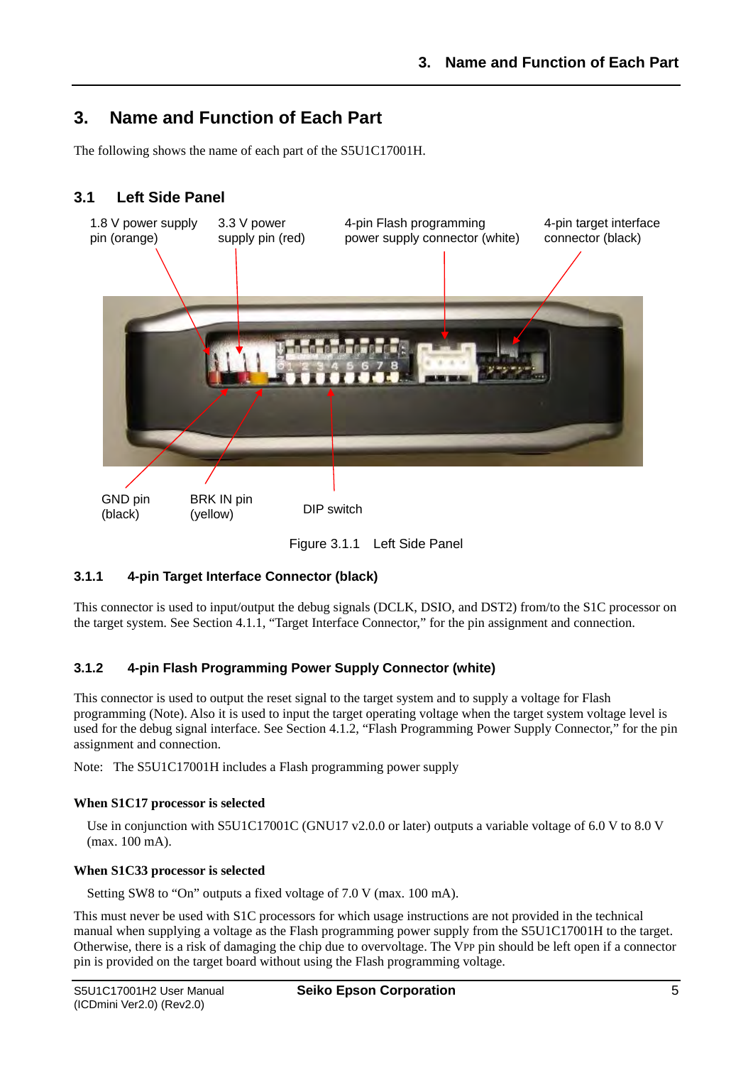# 3. Name and Function of Each Part

The following shows the name of each part of the S5U1C17001H.

## 3.1 Left Side Panel

1.8 V power supply pin (orange)

3.3 V power supply pin (red)

4-pin Flash programming power supply connector (white)

4-pin target interface connector (black)

GND pin (black)

BRK IN pin (yellow)

DIP switch

Figure 3.1.1 Left Side Panel

### 3.1.1 4-pin Target Interface Connector (black)

This connector is used to input/output the debug signals (DCLK, DSIO, and DST2) from/to the S1C processor on the target system. See Section 4.1.1, "Target Interface Connector," for the pin assignment and connection.

### 3.1.2 4-pin Flash Programming Power Supply Connector (white)

This connector is used to output the reset signal to the target system and to supply a voltage for Flash programming (Note). Also it is used to input the target operating voltage when the target system voltage level is used for the debug signal interface. See Section 4.1.2, "Flash Programming Power Supply Connector," for the pin assignment and connection.

Note: The S5U1C17001H includes a Flash programming power supply

**When S1C17 processor is selected**

Use in conjunction with S5U1C17001C (GNU17 v2.0.0 or later) outputs a variable voltage of 6.0 V to 8.0 V (max. 100 mA).

**When S1C33 processor is selected**

Setting SW8 to "On" outputs a fixed voltage of 7.0 V (max. 100 mA).

This must never be used with S1C processors for which usage instructions are not provided in the technical manual when supplying a voltage as the Flash programming power supply from the S5U1C17001H to the target. Otherwise, there is a risk of damaging the chip due to overvoltage. The VPP pin should be left open if a connector pin is provided on the target board without using the Flash programming voltage.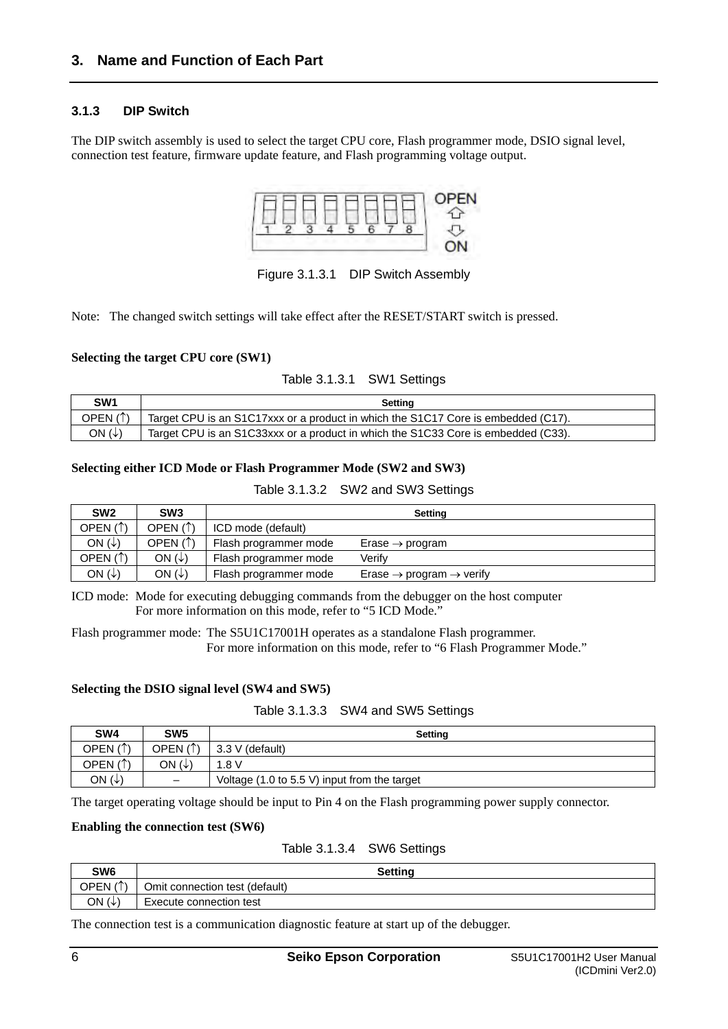### 3.1.3 DIP Switch

The DIP switch assembly is used to select the target CPU core, Flash programmer mode, DSIO signal level, connection test feature, firmware update feature, and Flash programming voltage output.

Figure 3.1.3.1 DIP Switch Assembly

Note: The changed switch settings will take effect after the RESET/START switch is pressed.

**Selecting the target CPU core (SW1)**

Table 3.1.3.1 SW1 Settings

| SW1 | Setting |
|---|---|
| OPEN (↑) | Target CPU is an S1C17xxx or a product in which the S1C17 Core is embedded (C17). |
| ON (↓) | Target CPU is an S1C33xxx or a product in which the S1C33 Core is embedded (C33). |

**Selecting either ICD Mode or Flash Programmer Mode (SW2 and SW3)**

Table 3.1.3.2 SW2 and SW3 Settings

| SW2 | SW3 | Setting |
|---|---|---|
| OPEN (↑) | OPEN (↑) | ICD mode (default) |
| ON (↓) | OPEN (↑) | Flash programmer mode Erase → program |
| OPEN (↑) | ON (↓) | Flash programmer mode Verify |
| ON (↓) | ON (↓) | Flash programmer mode Erase → program → verify |

ICD mode: Mode for executing debugging commands from the debugger on the host computer
For more information on this mode, refer to "5 ICD Mode."

Flash programmer mode: The S5U1C17001H operates as a standalone Flash programmer.
For more information on this mode, refer to "6 Flash Programmer Mode."

**Selecting the DSIO signal level (SW4 and SW5)**

Table 3.1.3.3 SW4 and SW5 Settings

| SW4 | SW5 | Setting |
|---|---|---|
| OPEN (↑) | OPEN (↑) | 3.3 V (default) |
| OPEN (↑) | ON (↓) | 1.8 V |
| ON (↓) | – | Voltage (1.0 to 5.5 V) input from the target |

The target operating voltage should be input to Pin 4 on the Flash programming power supply connector.

**Enabling the connection test (SW6)**

Table 3.1.3.4 SW6 Settings

| SW6 | Setting |
|---|---|
| OPEN (↑) | Omit connection test (default) |
| ON (↓) | Execute connection test |

The connection test is a communication diagnostic feature at start up of the debugger.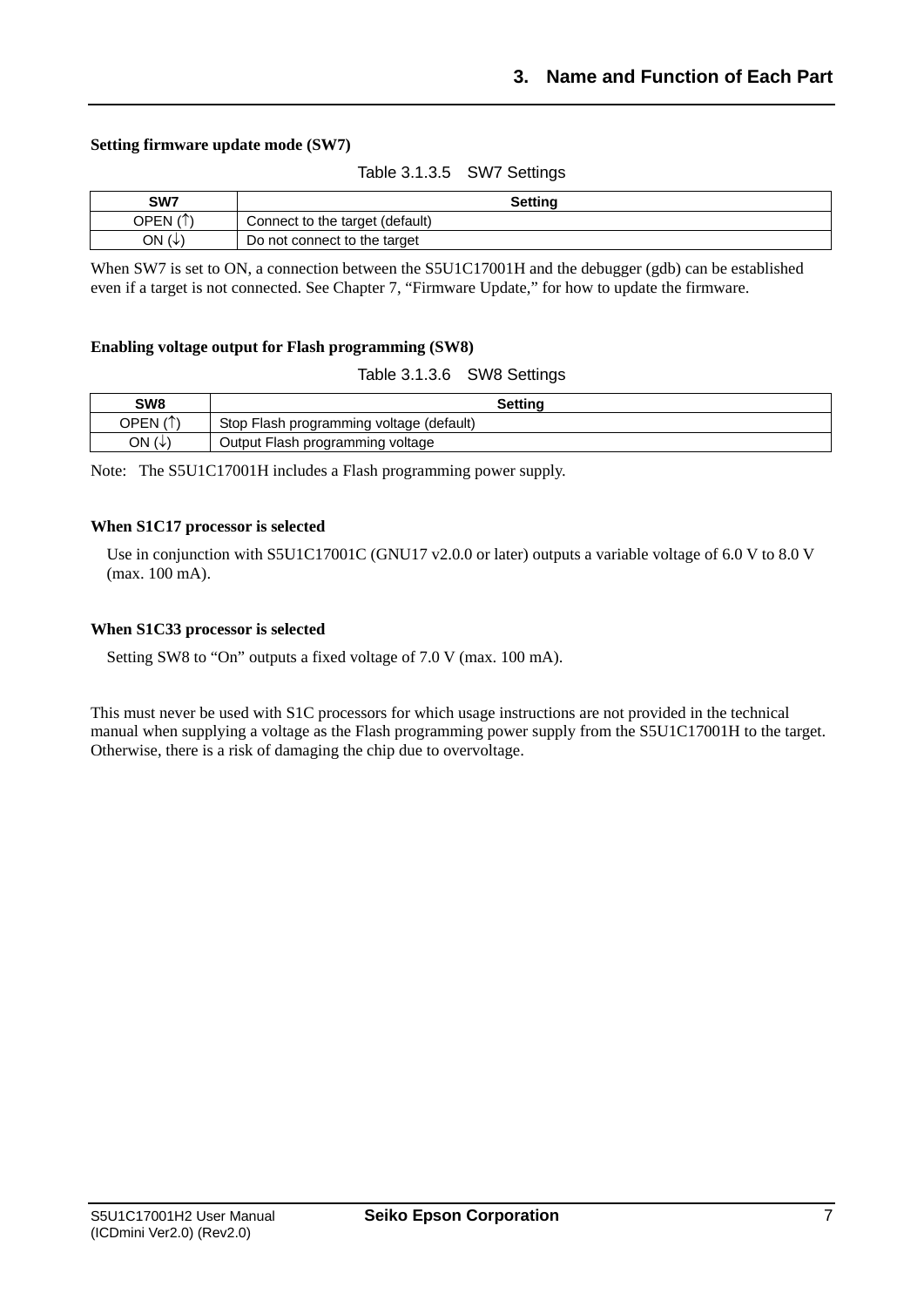**Setting firmware update mode (SW7)**

Table 3.1.3.5 SW7 Settings

| SW7 | Setting |
|---|---|
| OPEN (↑) | Connect to the target (default) |
| ON (↓) | Do not connect to the target |

When SW7 is set to ON, a connection between the S5U1C17001H and the debugger (gdb) can be established even if a target is not connected. See Chapter 7, “Firmware Update,” for how to update the firmware.

**Enabling voltage output for Flash programming (SW8)**

Table 3.1.3.6 SW8 Settings

| SW8 | Setting |
|---|---|
| OPEN (↑) | Stop Flash programming voltage (default) |
| ON (↓) | Output Flash programming voltage |

Note: The S5U1C17001H includes a Flash programming power supply.

**When S1C17 processor is selected**

Use in conjunction with S5U1C17001C (GNU17 v2.0.0 or later) outputs a variable voltage of 6.0 V to 8.0 V (max. 100 mA).

**When S1C33 processor is selected**

Setting SW8 to “On” outputs a fixed voltage of 7.0 V (max. 100 mA).

This must never be used with S1C processors for which usage instructions are not provided in the technical manual when supplying a voltage as the Flash programming power supply from the S5U1C17001H to the target. Otherwise, there is a risk of damaging the chip due to overvoltage.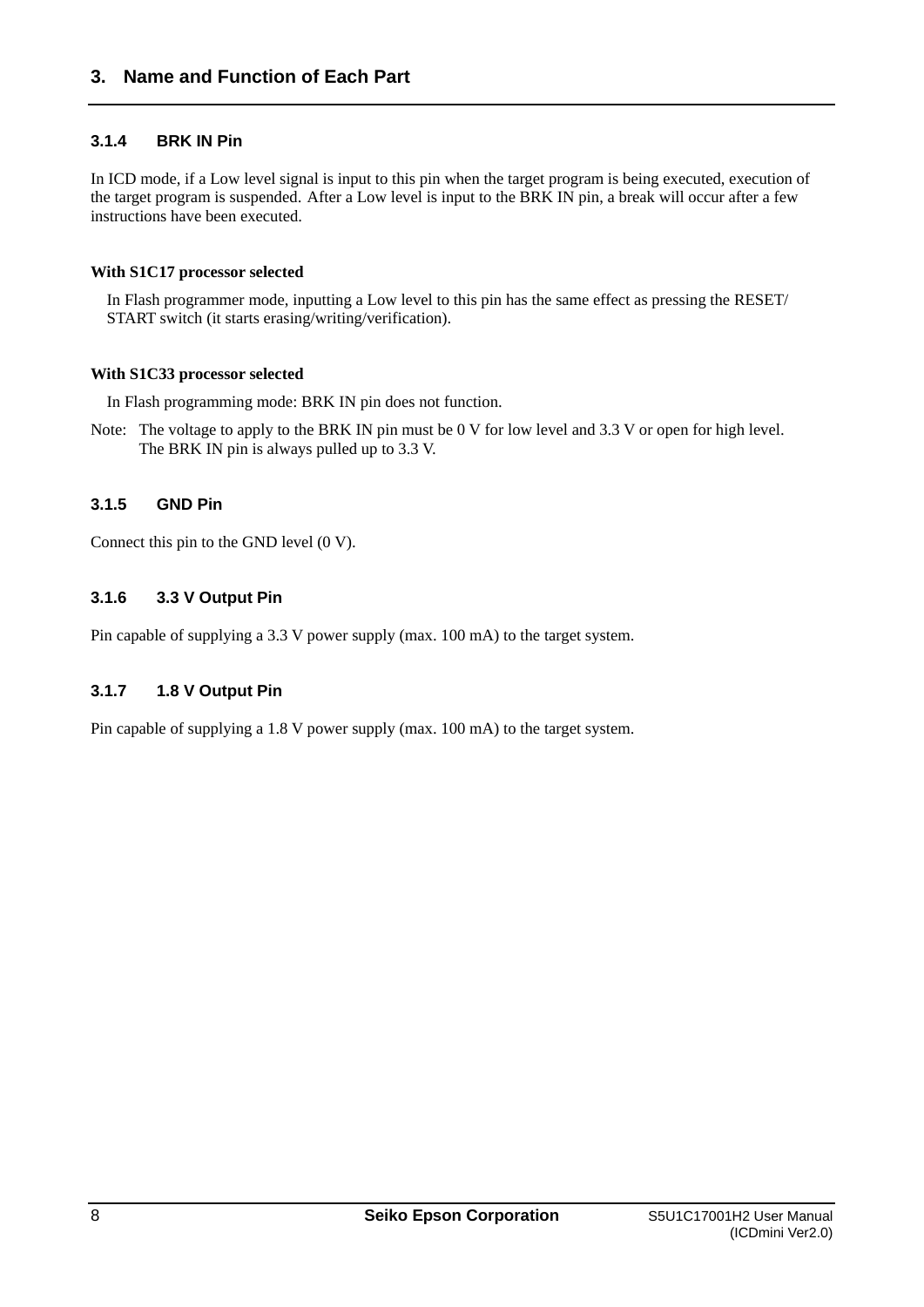### 3.1.4 BRK IN Pin

In ICD mode, if a Low level signal is input to this pin when the target program is being executed, execution of the target program is suspended. After a Low level is input to the BRK IN pin, a break will occur after a few instructions have been executed.

**With S1C17 processor selected**

In Flash programmer mode, inputting a Low level to this pin has the same effect as pressing the RESET/ START switch (it starts erasing/writing/verification).

**With S1C33 processor selected**

In Flash programming mode: BRK IN pin does not function.

Note: The voltage to apply to the BRK IN pin must be 0 V for low level and 3.3 V or open for high level. The BRK IN pin is always pulled up to 3.3 V.

### 3.1.5 GND Pin

Connect this pin to the GND level (0 V).

### 3.1.6 3.3 V Output Pin

Pin capable of supplying a 3.3 V power supply (max. 100 mA) to the target system.

### 3.1.7 1.8 V Output Pin

Pin capable of supplying a 1.8 V power supply (max. 100 mA) to the target system.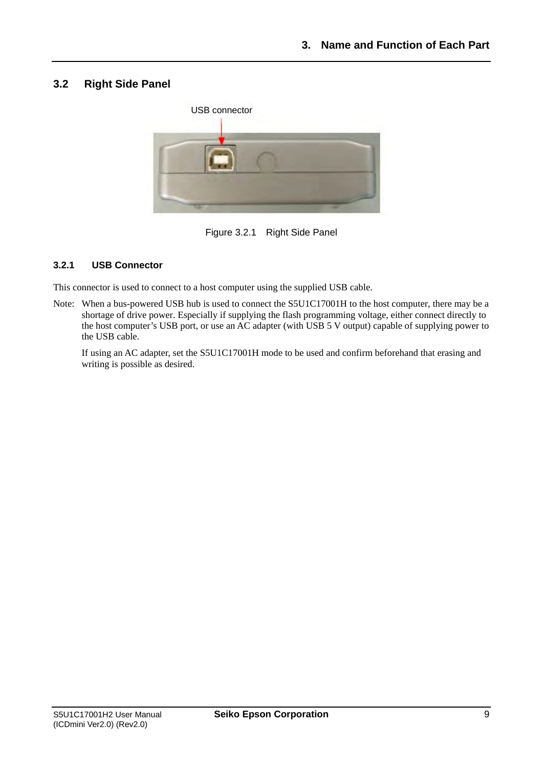## 3.2 Right Side Panel

USB connector

Figure 3.2.1 Right Side Panel

### 3.2.1 USB Connector

This connector is used to connect to a host computer using the supplied USB cable.

Note: When a bus-powered USB hub is used to connect the S5U1C17001H to the host computer, there may be a shortage of drive power. Especially if supplying the flash programming voltage, either connect directly to the host computer's USB port, or use an AC adapter (with USB 5 V output) capable of supplying power to the USB cable.

If using an AC adapter, set the S5U1C17001H mode to be used and confirm beforehand that erasing and writing is possible as desired.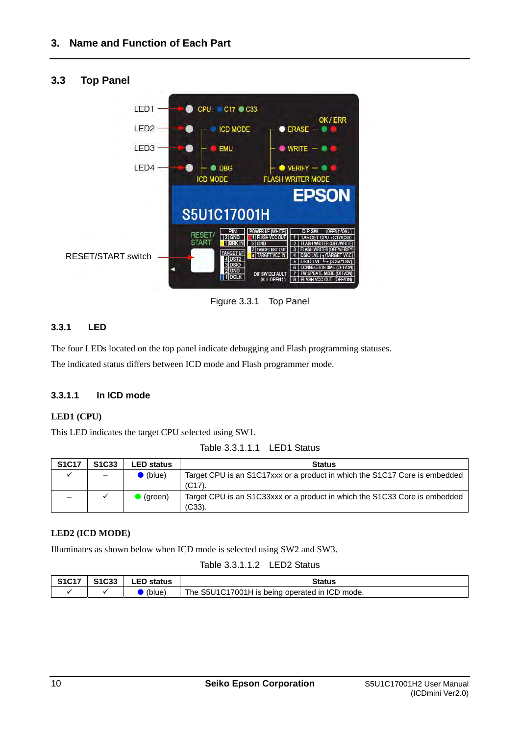## 3. Name and Function of Each Part

### 3.3 Top Panel

Figure 3.3.1 Top Panel

### 3.3.1 LED

The four LEDs located on the top panel indicate debugging and Flash programming statuses.

The indicated status differs between ICD mode and Flash programmer mode.

#### 3.3.1.1 In ICD mode

**LED1 (CPU)**

This LED indicates the target CPU selected using SW1.

Table 3.3.1.1.1 LED1 Status

| S1C17 | S1C33 | LED status | Status |
|---|---|---|---|
| ✓ | – | ● (blue) | Target CPU is an S1C17xxx or a product in which the S1C17 Core is embedded (C17). |
| – | ✓ | ● (green) | Target CPU is an S1C33xxx or a product in which the S1C33 Core is embedded (C33). |

**LED2 (ICD MODE)**

Illuminates as shown below when ICD mode is selected using SW2 and SW3.

Table 3.3.1.1.2 LED2 Status

| S1C17 | S1C33 | LED status | Status |
|---|---|---|---|
| ✓ | ✓ | ● (blue) | The S5U1C17001H is being operated in ICD mode. |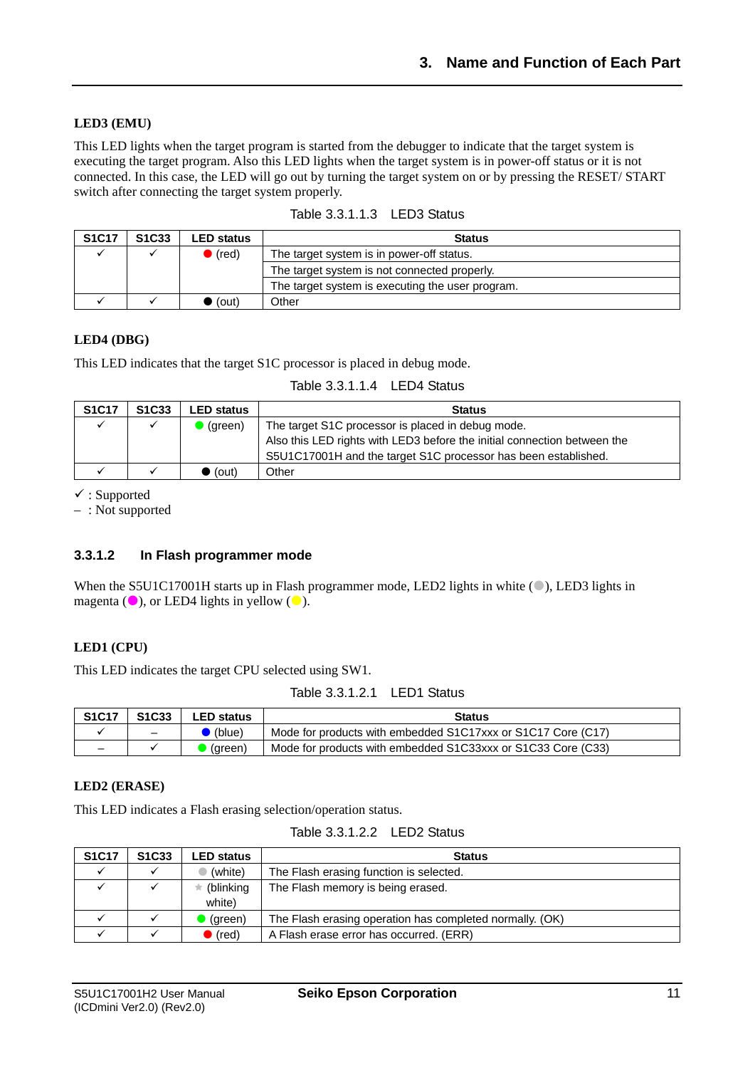#### LED3 (EMU)

This LED lights when the target program is started from the debugger to indicate that the target system is executing the target program. Also this LED lights when the target system is in power-off status or it is not connected. In this case, the LED will go out by turning the target system on or by pressing the RESET/ START switch after connecting the target system properly.

Table 3.3.1.1.3 LED3 Status

| S1C17 | S1C33 | LED status | Status |
|---|---|---|---|
| ✓ | ✓ | ● (red) | The target system is in power-off status. |
| | | | The target system is not connected properly. |
| | | | The target system is executing the user program. |
| ✓ | ✓ | ● (out) | Other |

#### LED4 (DBG)

This LED indicates that the target S1C processor is placed in debug mode.

Table 3.3.1.1.4 LED4 Status

| S1C17 | S1C33 | LED status | Status |
|---|---|---|---|
| ✓ | ✓ | ● (green) | The target S1C processor is placed in debug mode.<br>Also this LED rights with LED3 before the initial connection between the S5U1C17001H and the target S1C processor has been established. |
| ✓ | ✓ | ● (out) | Other |

✓ : Supported
– : Not supported

### 3.3.1.2 In Flash programmer mode

When the S5U1C17001H starts up in Flash programmer mode, LED2 lights in white (●), LED3 lights in magenta (●), or LED4 lights in yellow (●).

#### LED1 (CPU)

This LED indicates the target CPU selected using SW1.

Table 3.3.1.2.1 LED1 Status

| S1C17 | S1C33 | LED status | Status |
|---|---|---|---|
| ✓ | – | ● (blue) | Mode for products with embedded S1C17xxx or S1C17 Core (C17) |
| – | ✓ | ● (green) | Mode for products with embedded S1C33xxx or S1C33 Core (C33) |

#### LED2 (ERASE)

This LED indicates a Flash erasing selection/operation status.

Table 3.3.1.2.2 LED2 Status

| S1C17 | S1C33 | LED status | Status |
|---|---|---|---|
| ✓ | ✓ | ● (white) | The Flash erasing function is selected. |
| ✓ | ✓ | ★ (blinking white) | The Flash memory is being erased. |
| ✓ | ✓ | ● (green) | The Flash erasing operation has completed normally. (OK) |
| ✓ | ✓ | ● (red) | A Flash erase error has occurred. (ERR) |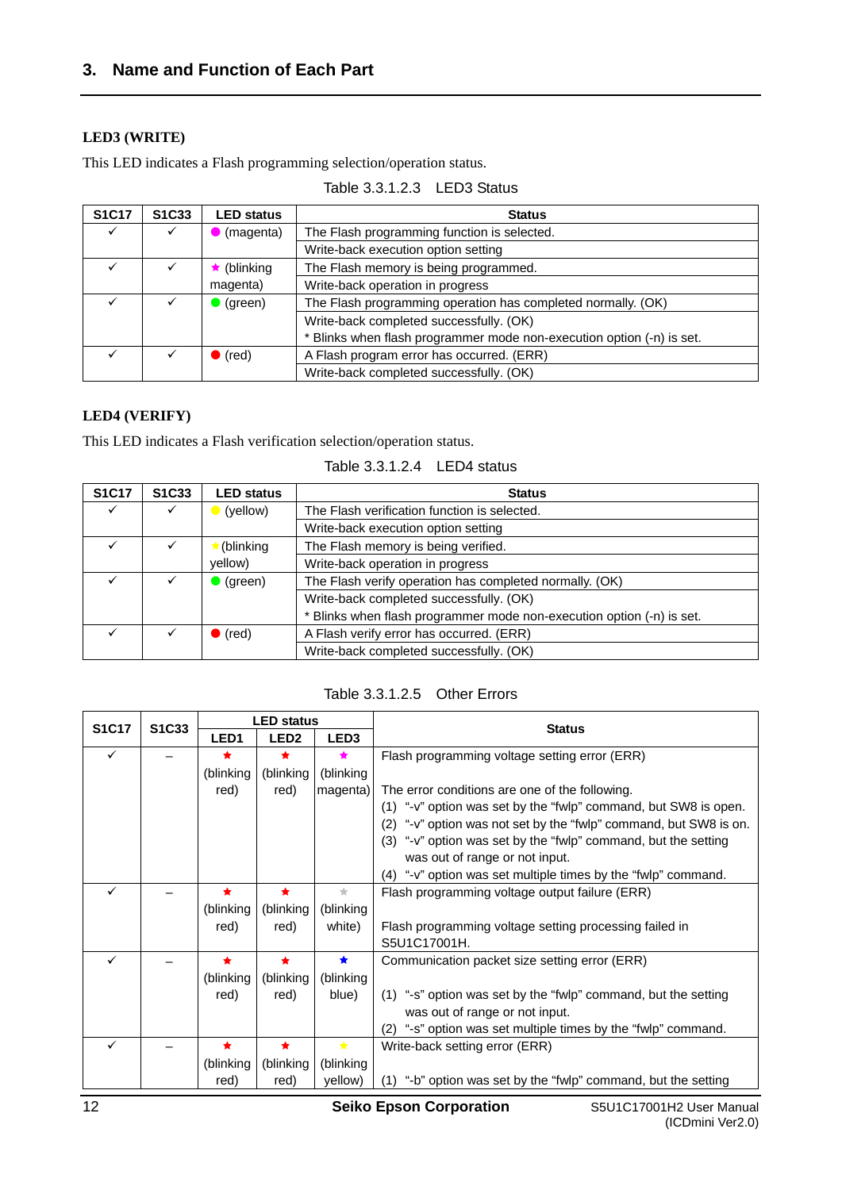## 3. Name and Function of Each Part

**LED3 (WRITE)**

This LED indicates a Flash programming selection/operation status.

Table 3.3.1.2.3 LED3 Status

| S1C17 | S1C33 | LED status | Status |
|---|---|---|---|
| ✓ | ✓ | ● (magenta) | The Flash programming function is selected. |
| | | | Write-back execution option setting |
| ✓ | ✓ | ★ (blinking magenta) | The Flash memory is being programmed. |
| | | | Write-back operation in progress |
| ✓ | ✓ | ● (green) | The Flash programming operation has completed normally. (OK) |
| | | | Write-back completed successfully. (OK)<br>* Blinks when flash programmer mode non-execution option (-n) is set. |
| ✓ | ✓ | ● (red) | A Flash program error has occurred. (ERR) |
| | | | Write-back completed successfully. (OK) |

**LED4 (VERIFY)**

This LED indicates a Flash verification selection/operation status.

Table 3.3.1.2.4 LED4 status

| S1C17 | S1C33 | LED status | Status |
|---|---|---|---|
| ✓ | ✓ | ● (yellow) | The Flash verification function is selected. |
| | | | Write-back execution option setting |
| ✓ | ✓ | ★(blinking yellow) | The Flash memory is being verified. |
| | | | Write-back operation in progress |
| ✓ | ✓ | ● (green) | The Flash verify operation has completed normally. (OK) |
| | | | Write-back completed successfully. (OK)<br>* Blinks when flash programmer mode non-execution option (-n) is set. |
| ✓ | ✓ | ● (red) | A Flash verify error has occurred. (ERR) |
| | | | Write-back completed successfully. (OK) |

Table 3.3.1.2.5 Other Errors

| S1C17 | S1C33 | LED status | | | Status |
|---|---|---|---|---|---|
| | | LED1 | LED2 | LED3 | |
| ✓ | – | ★ (blinking red) | ★ (blinking red) | ★ (blinking magenta) | Flash programming voltage setting error (ERR)<br><br>The error conditions are one of the following.<br>(1) “-v” option was set by the “fwlp” command, but SW8 is open.<br>(2) “-v” option was not set by the “fwlp” command, but SW8 is on.<br>(3) “-v” option was set by the “fwlp” command, but the setting was out of range or not input.<br>(4) “-v” option was set multiple times by the “fwlp” command. |
| ✓ | – | ★ (blinking red) | ★ (blinking red) | ★ (blinking white) | Flash programming voltage output failure (ERR)<br><br>Flash programming voltage setting processing failed in S5U1C17001H. |
| ✓ | – | ★ (blinking red) | ★ (blinking red) | ★ (blinking blue) | Communication packet size setting error (ERR)<br><br>(1) “-s” option was set by the “fwlp” command, but the setting was out of range or not input.<br>(2) “-s” option was set multiple times by the “fwlp” command. |
| ✓ | – | ★ (blinking red) | ★ (blinking red) | ★ (blinking yellow) | Write-back setting error (ERR)<br><br>(1) “-b” option was set by the “fwlp” command, but the setting |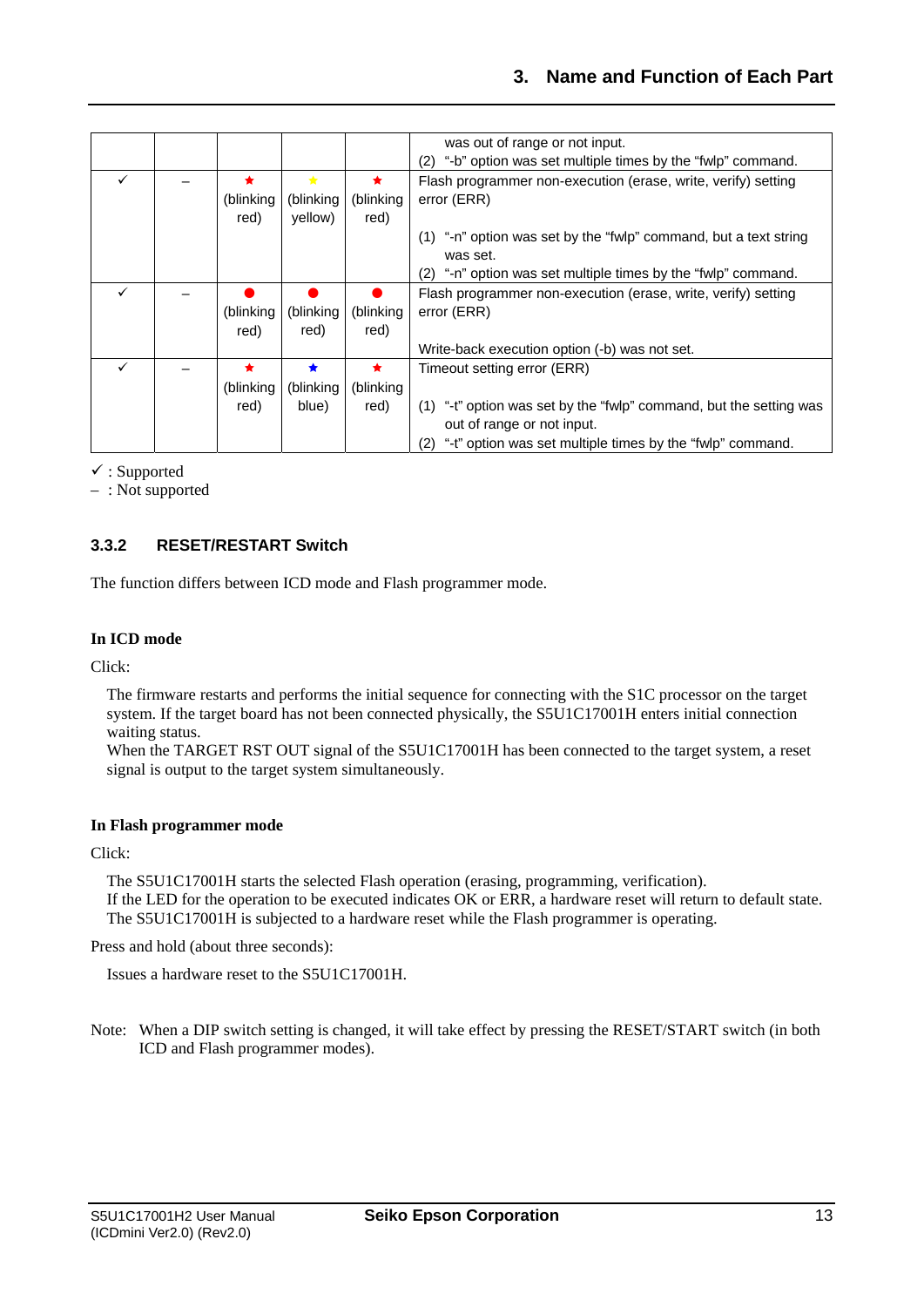|  |  |  |  |  |  |
|---|---|---|---|---|---|
|  |  |  |  |  | was out of range or not input.<br>(2) "-b" option was set multiple times by the "fwlp" command. |
| ✓ | – | ★ (blinking red) | ★ (blinking yellow) | ★ (blinking red) | Flash programmer non-execution (erase, write, verify) setting error (ERR)<br>(1) "-n" option was set by the "fwlp" command, but a text string was set.<br>(2) "-n" option was set multiple times by the "fwlp" command. |
| ✓ | – | ● (blinking red) | ● (blinking red) | ● (blinking red) | Flash programmer non-execution (erase, write, verify) setting error (ERR)<br>Write-back execution option (-b) was not set. |
| ✓ | – | ★ (blinking red) | ★ (blinking blue) | ★ (blinking red) | Timeout setting error (ERR)<br>(1) "-t" option was set by the "fwlp" command, but the setting was out of range or not input.<br>(2) "-t" option was set multiple times by the "fwlp" command. |

✓ : Supported
– : Not supported

### 3.3.2 RESET/RESTART Switch

The function differs between ICD mode and Flash programmer mode.

**In ICD mode**

Click:

The firmware restarts and performs the initial sequence for connecting with the S1C processor on the target system. If the target board has not been connected physically, the S5U1C17001H enters initial connection waiting status.
When the TARGET RST OUT signal of the S5U1C17001H has been connected to the target system, a reset signal is output to the target system simultaneously.

**In Flash programmer mode**

Click:

The S5U1C17001H starts the selected Flash operation (erasing, programming, verification).
If the LED for the operation to be executed indicates OK or ERR, a hardware reset will return to default state.
The S5U1C17001H is subjected to a hardware reset while the Flash programmer is operating.

Press and hold (about three seconds):

Issues a hardware reset to the S5U1C17001H.

Note: When a DIP switch setting is changed, it will take effect by pressing the RESET/START switch (in both ICD and Flash programmer modes).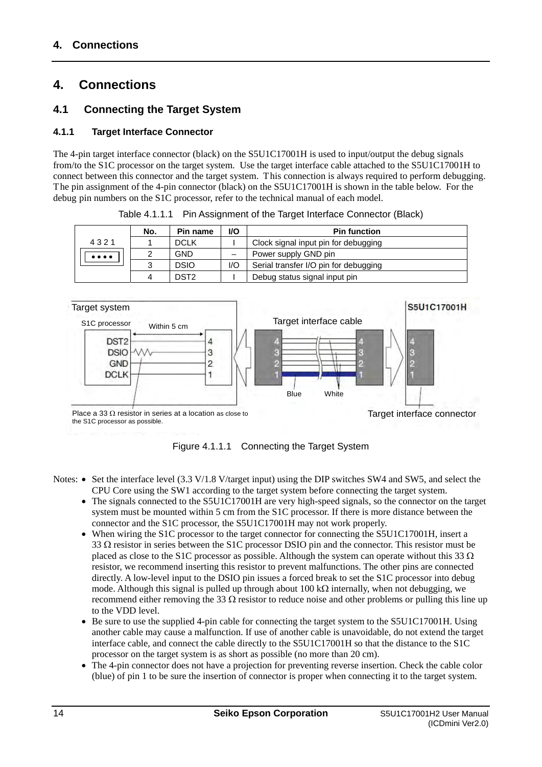# 4. Connections

## 4.1 Connecting the Target System

### 4.1.1 Target Interface Connector

The 4-pin target interface connector (black) on the S5U1C17001H is used to input/output the debug signals from/to the S1C processor on the target system. Use the target interface cable attached to the S5U1C17001H to connect between this connector and the target system. This connection is always required to perform debugging. The pin assignment of the 4-pin connector (black) on the S5U1C17001H is shown in the table below. For the debug pin numbers on the S1C processor, refer to the technical manual of each model.

Table 4.1.1.1 Pin Assignment of the Target Interface Connector (Black)

| 4 3 2 1 | No. | Pin name | I/O | Pin function |
|---|---|---|---|---|
| | 1 | DCLK | I | Clock signal input pin for debugging |
| | 2 | GND | – | Power supply GND pin |
| | 3 | DSIO | I/O | Serial transfer I/O pin for debugging |
| | 4 | DST2 | I | Debug status signal input pin |

Target system, S1C processor, Within 5 cm, DST2, DSIO, GND, DCLK, 4, 3, 2, 1, Target interface cable, Blue, White, S5U1C17001H, Target interface connector

Place a 33 Ω resistor in series at a location as close to the S1C processor as possible.

Figure 4.1.1.1 Connecting the Target System

Notes:
- Set the interface level (3.3 V/1.8 V/target input) using the DIP switches SW4 and SW5, and select the CPU Core using the SW1 according to the target system before connecting the target system.
- The signals connected to the S5U1C17001H are very high-speed signals, so the connector on the target system must be mounted within 5 cm from the S1C processor. If there is more distance between the connector and the S1C processor, the S5U1C17001H may not work properly.
- When wiring the S1C processor to the target connector for connecting the S5U1C17001H, insert a 33 Ω resistor in series between the S1C processor DSIO pin and the connector. This resistor must be placed as close to the S1C processor as possible. Although the system can operate without this 33 Ω resistor, we recommend inserting this resistor to prevent malfunctions. The other pins are connected directly. A low-level input to the DSIO pin issues a forced break to set the S1C processor into debug mode. Although this signal is pulled up through about 100 kΩ internally, when not debugging, we recommend either removing the 33 Ω resistor to reduce noise and other problems or pulling this line up to the VDD level.
- Be sure to use the supplied 4-pin cable for connecting the target system to the S5U1C17001H. Using another cable may cause a malfunction. If use of another cable is unavoidable, do not extend the target interface cable, and connect the cable directly to the S5U1C17001H so that the distance to the S1C processor on the target system is as short as possible (no more than 20 cm).
- The 4-pin connector does not have a projection for preventing reverse insertion. Check the cable color (blue) of pin 1 to be sure the insertion of connector is proper when connecting it to the target system.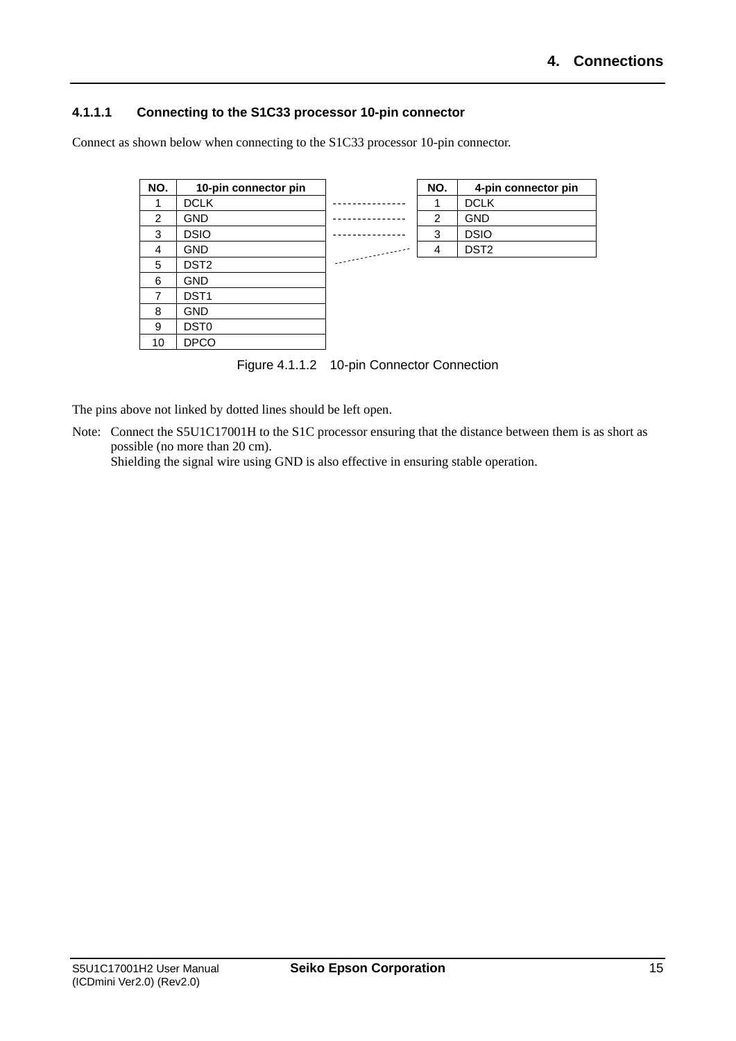#### 4.1.1.1 Connecting to the S1C33 processor 10-pin connector

Connect as shown below when connecting to the S1C33 processor 10-pin connector.

| NO. | 10-pin connector pin |
|---|---|
| 1 | DCLK |
| 2 | GND |
| 3 | DSIO |
| 4 | GND |
| 5 | DST2 |
| 6 | GND |
| 7 | DST1 |
| 8 | GND |
| 9 | DST0 |
| 10 | DPCO |

| NO. | 4-pin connector pin |
|---|---|
| 1 | DCLK |
| 2 | GND |
| 3 | DSIO |
| 4 | DST2 |

Figure 4.1.1.2 10-pin Connector Connection

The pins above not linked by dotted lines should be left open.

Note: Connect the S5U1C17001H to the S1C processor ensuring that the distance between them is as short as possible (no more than 20 cm).
Shielding the signal wire using GND is also effective in ensuring stable operation.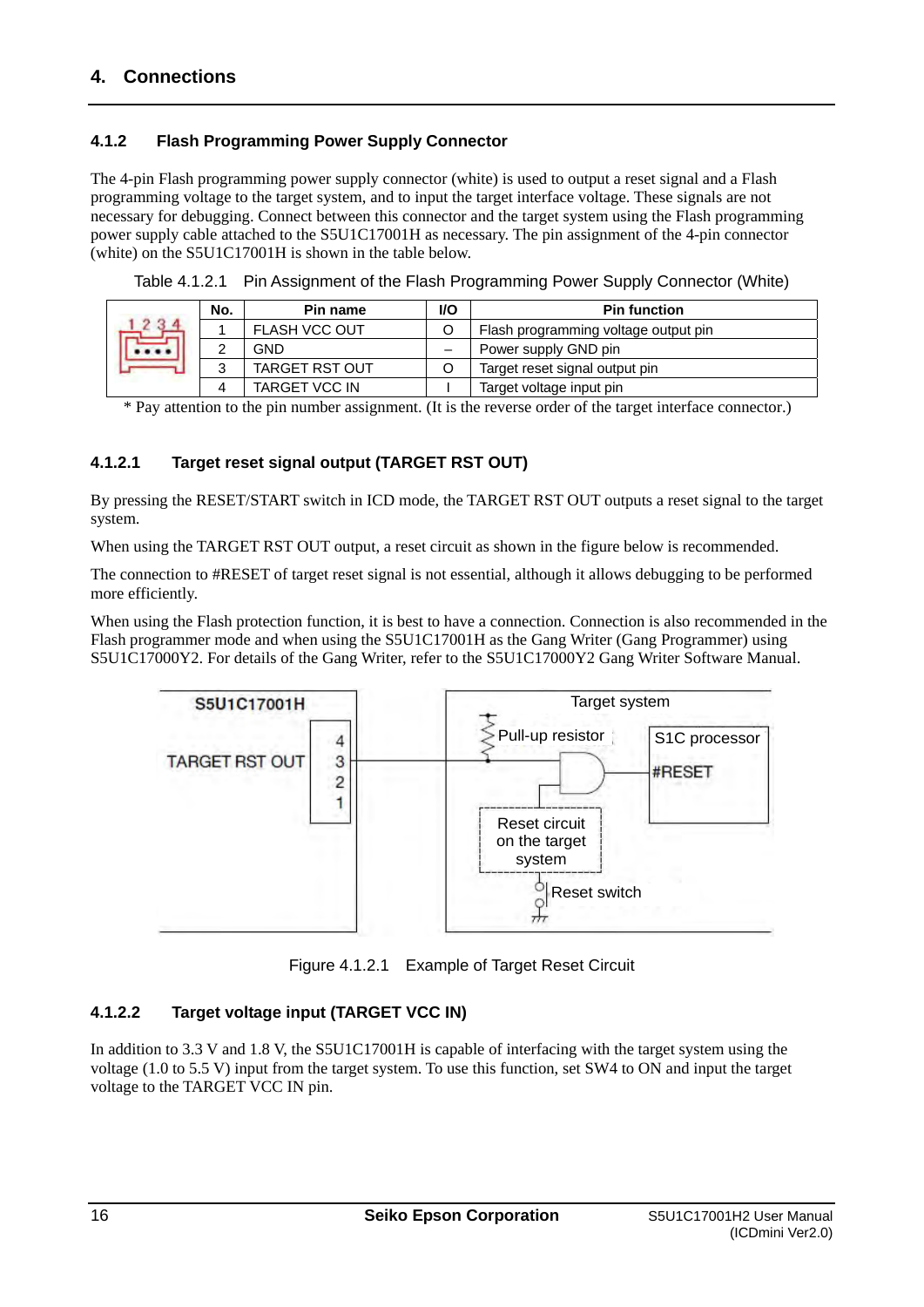## 4. Connections

### 4.1.2 Flash Programming Power Supply Connector

The 4-pin Flash programming power supply connector (white) is used to output a reset signal and a Flash programming voltage to the target system, and to input the target interface voltage. These signals are not necessary for debugging. Connect between this connector and the target system using the Flash programming power supply cable attached to the S5U1C17001H as necessary. The pin assignment of the 4-pin connector (white) on the S5U1C17001H is shown in the table below.

Table 4.1.2.1 Pin Assignment of the Flash Programming Power Supply Connector (White)

| No. | Pin name | I/O | Pin function |
|---|---|---|---|
| 1 | FLASH VCC OUT | O | Flash programming voltage output pin |
| 2 | GND | – | Power supply GND pin |
| 3 | TARGET RST OUT | O | Target reset signal output pin |
| 4 | TARGET VCC IN | I | Target voltage input pin |

* Pay attention to the pin number assignment. (It is the reverse order of the target interface connector.)

#### 4.1.2.1 Target reset signal output (TARGET RST OUT)

By pressing the RESET/START switch in ICD mode, the TARGET RST OUT outputs a reset signal to the target system.

When using the TARGET RST OUT output, a reset circuit as shown in the figure below is recommended.

The connection to #RESET of target reset signal is not essential, although it allows debugging to be performed more efficiently.

When using the Flash protection function, it is best to have a connection. Connection is also recommended in the Flash programmer mode and when using the S5U1C17001H as the Gang Writer (Gang Programmer) using S5U1C17000Y2. For details of the Gang Writer, refer to the S5U1C17000Y2 Gang Writer Software Manual.

Figure 4.1.2.1 Example of Target Reset Circuit

#### 4.1.2.2 Target voltage input (TARGET VCC IN)

In addition to 3.3 V and 1.8 V, the S5U1C17001H is capable of interfacing with the target system using the voltage (1.0 to 5.5 V) input from the target system. To use this function, set SW4 to ON and input the target voltage to the TARGET VCC IN pin.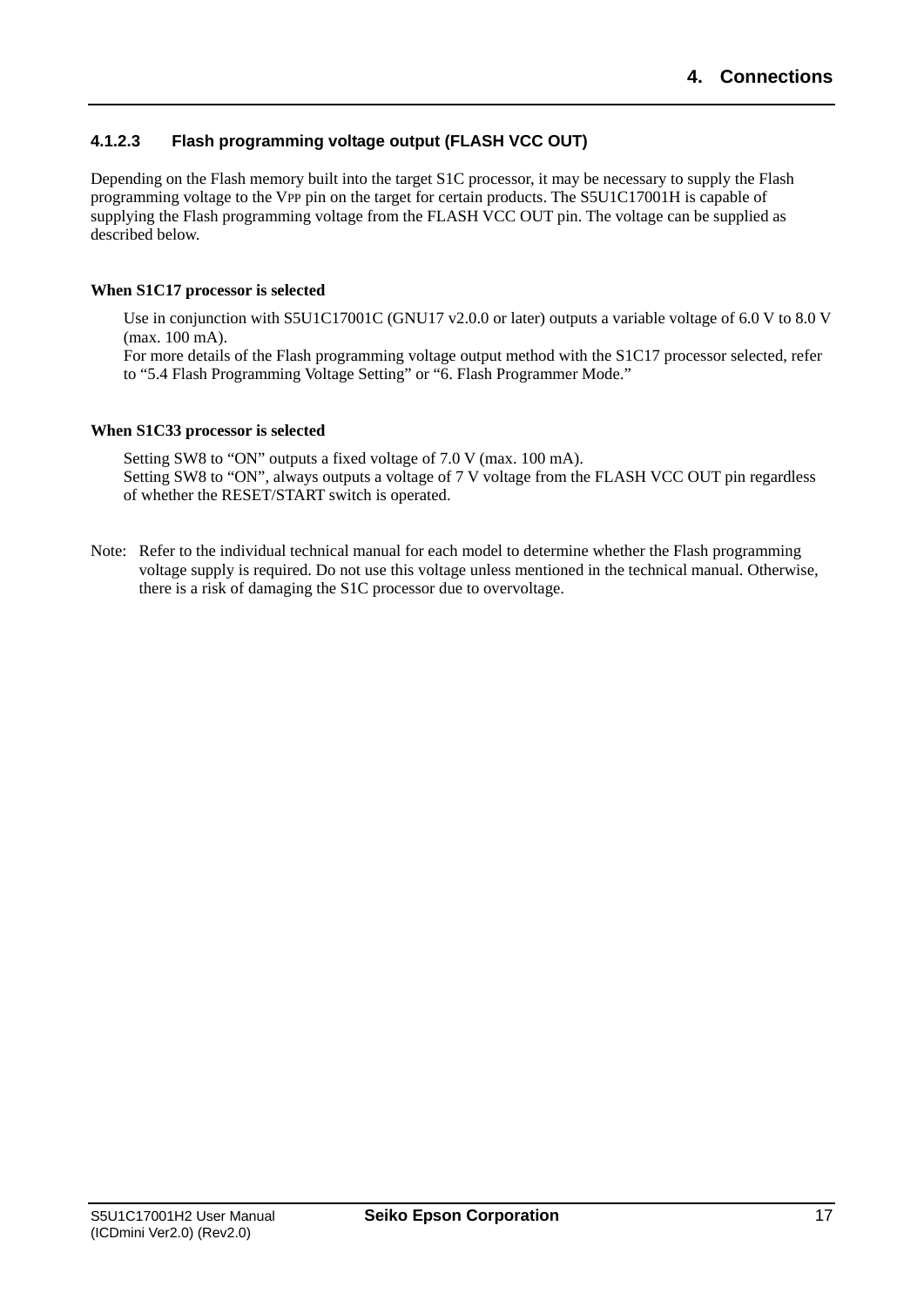#### 4.1.2.3 Flash programming voltage output (FLASH VCC OUT)

Depending on the Flash memory built into the target S1C processor, it may be necessary to supply the Flash programming voltage to the $V_{PP}$ pin on the target for certain products. The S5U1C17001H is capable of supplying the Flash programming voltage from the FLASH VCC OUT pin. The voltage can be supplied as described below.

**When S1C17 processor is selected**

Use in conjunction with S5U1C17001C (GNU17 v2.0.0 or later) outputs a variable voltage of 6.0 V to 8.0 V (max. 100 mA).
For more details of the Flash programming voltage output method with the S1C17 processor selected, refer to "5.4 Flash Programming Voltage Setting" or "6. Flash Programmer Mode."

**When S1C33 processor is selected**

Setting SW8 to "ON" outputs a fixed voltage of 7.0 V (max. 100 mA).
Setting SW8 to "ON", always outputs a voltage of 7 V voltage from the FLASH VCC OUT pin regardless of whether the RESET/START switch is operated.

Note: Refer to the individual technical manual for each model to determine whether the Flash programming voltage supply is required. Do not use this voltage unless mentioned in the technical manual. Otherwise, there is a risk of damaging the S1C processor due to overvoltage.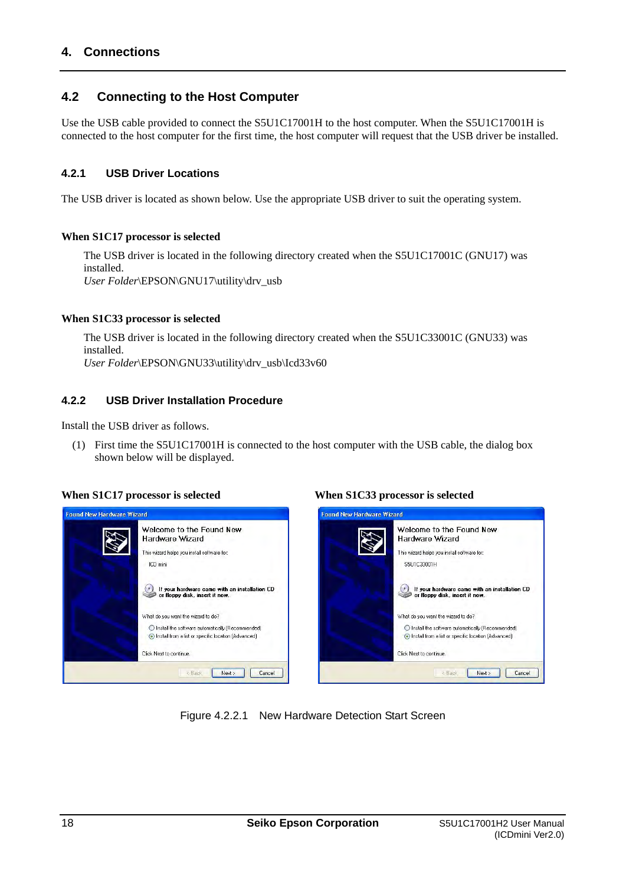## 4.2 Connecting to the Host Computer

Use the USB cable provided to connect the S5U1C17001H to the host computer. When the S5U1C17001H is connected to the host computer for the first time, the host computer will request that the USB driver be installed.

### 4.2.1 USB Driver Locations

The USB driver is located as shown below. Use the appropriate USB driver to suit the operating system.

**When S1C17 processor is selected**

The USB driver is located in the following directory created when the S5U1C17001C (GNU17) was installed.
*User Folder*\EPSON\GNU17\utility\drv_usb

**When S1C33 processor is selected**

The USB driver is located in the following directory created when the S5U1C33001C (GNU33) was installed.
*User Folder*\EPSON\GNU33\utility\drv_usb\Icd33v60

### 4.2.2 USB Driver Installation Procedure

Install the USB driver as follows.

(1) First time the S5U1C17001H is connected to the host computer with the USB cable, the dialog box shown below will be displayed.

**When S1C17 processor is selected**

**When S1C33 processor is selected**

Figure 4.2.2.1 New Hardware Detection Start Screen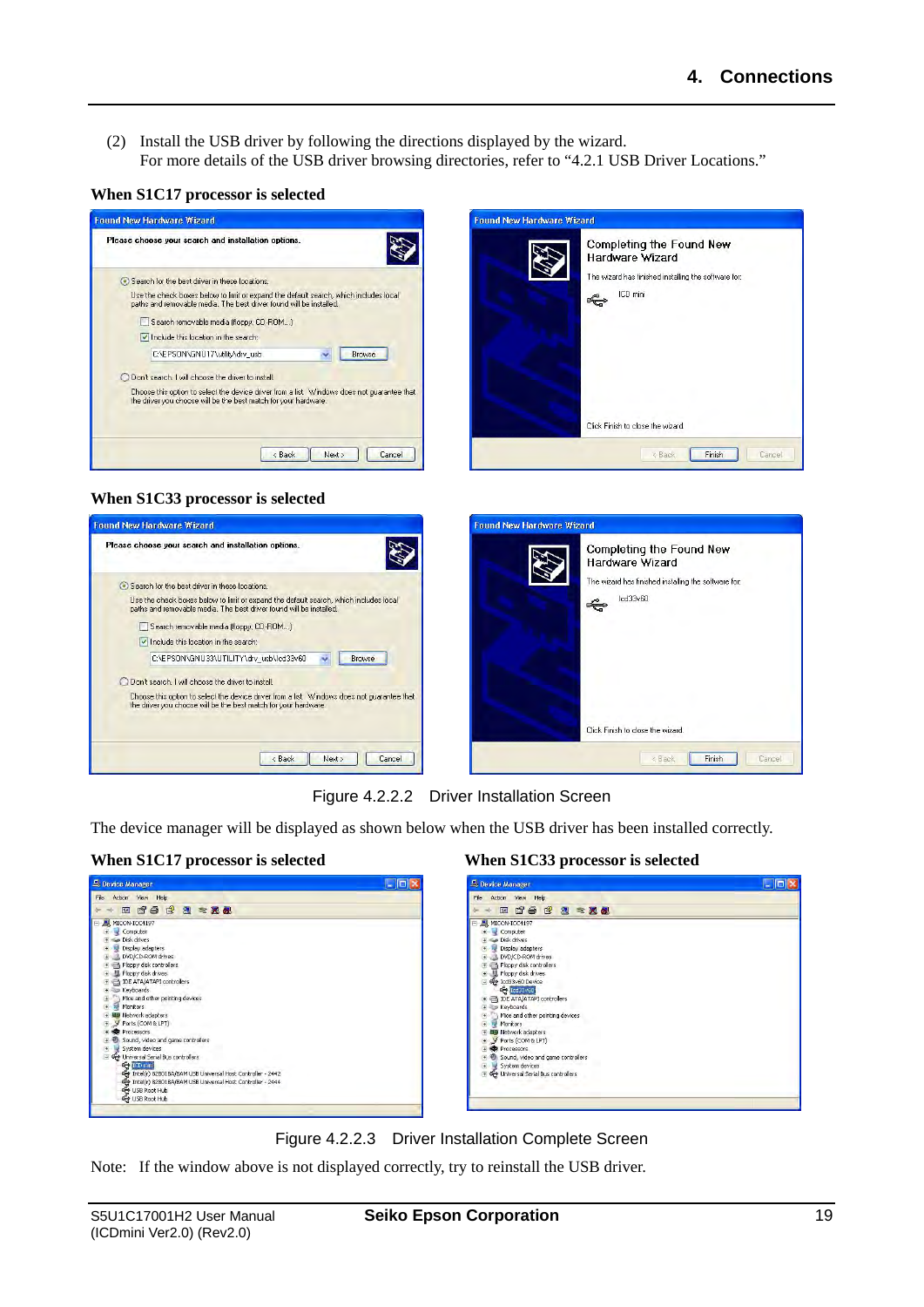(2) Install the USB driver by following the directions displayed by the wizard.
For more details of the USB driver browsing directories, refer to "4.2.1 USB Driver Locations."

**When S1C17 processor is selected**

**When S1C33 processor is selected**

Figure 4.2.2.2 Driver Installation Screen

The device manager will be displayed as shown below when the USB driver has been installed correctly.

**When S1C17 processor is selected**

**When S1C33 processor is selected**

Figure 4.2.2.3 Driver Installation Complete Screen

Note: If the window above is not displayed correctly, try to reinstall the USB driver.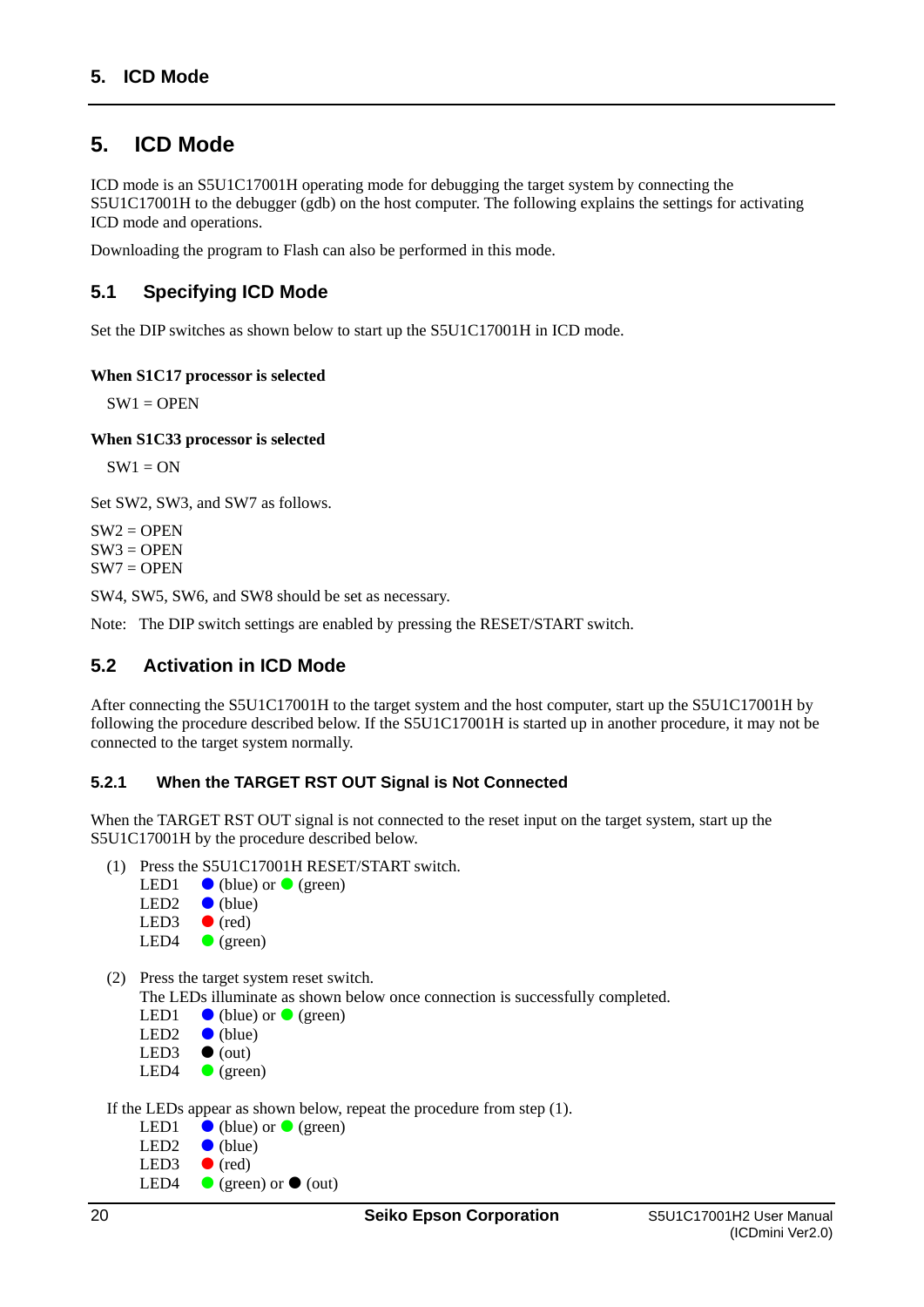# 5. ICD Mode

ICD mode is an S5U1C17001H operating mode for debugging the target system by connecting the S5U1C17001H to the debugger (gdb) on the host computer. The following explains the settings for activating ICD mode and operations.

Downloading the program to Flash can also be performed in this mode.

## 5.1 Specifying ICD Mode

Set the DIP switches as shown below to start up the S5U1C17001H in ICD mode.

**When S1C17 processor is selected**

SW1 = OPEN

**When S1C33 processor is selected**

SW1 = ON

Set SW2, SW3, and SW7 as follows.

SW2 = OPEN
SW3 = OPEN
SW7 = OPEN

SW4, SW5, SW6, and SW8 should be set as necessary.

Note: The DIP switch settings are enabled by pressing the RESET/START switch.

## 5.2 Activation in ICD Mode

After connecting the S5U1C17001H to the target system and the host computer, start up the S5U1C17001H by following the procedure described below. If the S5U1C17001H is started up in another procedure, it may not be connected to the target system normally.

### 5.2.1 When the TARGET RST OUT Signal is Not Connected

When the TARGET RST OUT signal is not connected to the reset input on the target system, start up the S5U1C17001H by the procedure described below.

(1) Press the S5U1C17001H RESET/START switch.

LED1 ● (blue) or ● (green)
LED2 ● (blue)
LED3 ● (red)
LED4 ● (green)

(2) Press the target system reset switch.
The LEDs illuminate as shown below once connection is successfully completed.

LED1 ● (blue) or ● (green)
LED2 ● (blue)
LED3 ● (out)
LED4 ● (green)

If the LEDs appear as shown below, repeat the procedure from step (1).

LED1 ● (blue) or ● (green)
LED2 ● (blue)
LED3 ● (red)
LED4 ● (green) or ● (out)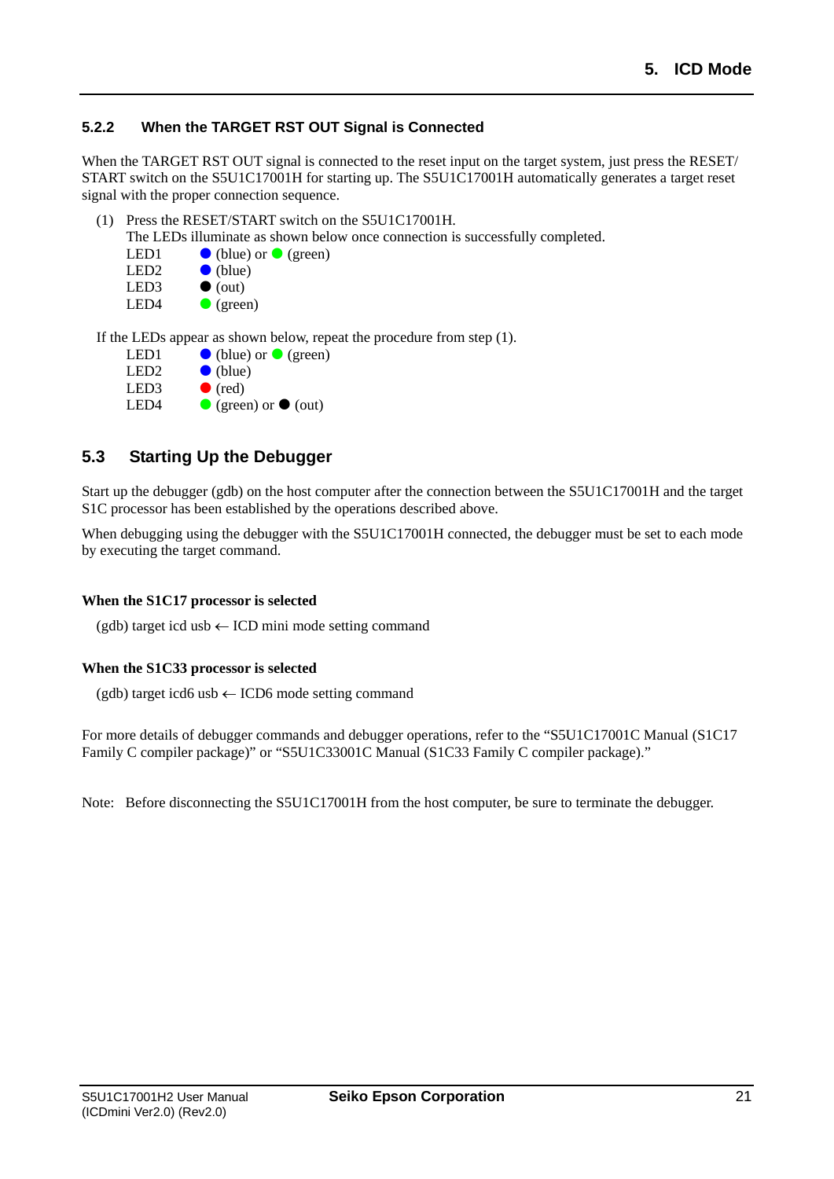### 5.2.2 When the TARGET RST OUT Signal is Connected

When the TARGET RST OUT signal is connected to the reset input on the target system, just press the RESET/START switch on the S5U1C17001H for starting up. The S5U1C17001H automatically generates a target reset signal with the proper connection sequence.

(1) Press the RESET/START switch on the S5U1C17001H.
The LEDs illuminate as shown below once connection is successfully completed.

| | |
|---|---|
| LED1 | ● (blue) or ● (green) |
| LED2 | ● (blue) |
| LED3 | ● (out) |
| LED4 | ● (green) |

If the LEDs appear as shown below, repeat the procedure from step (1).

| | |
|---|---|
| LED1 | ● (blue) or ● (green) |
| LED2 | ● (blue) |
| LED3 | ● (red) |
| LED4 | ● (green) or ● (out) |

## 5.3 Starting Up the Debugger

Start up the debugger (gdb) on the host computer after the connection between the S5U1C17001H and the target S1C processor has been established by the operations described above.

When debugging using the debugger with the S5U1C17001H connected, the debugger must be set to each mode by executing the target command.

**When the S1C17 processor is selected**

(gdb) target icd usb ← ICD mini mode setting command

**When the S1C33 processor is selected**

(gdb) target icd6 usb ← ICD6 mode setting command

For more details of debugger commands and debugger operations, refer to the "S5U1C17001C Manual (S1C17 Family C compiler package)" or "S5U1C33001C Manual (S1C33 Family C compiler package)."

Note: Before disconnecting the S5U1C17001H from the host computer, be sure to terminate the debugger.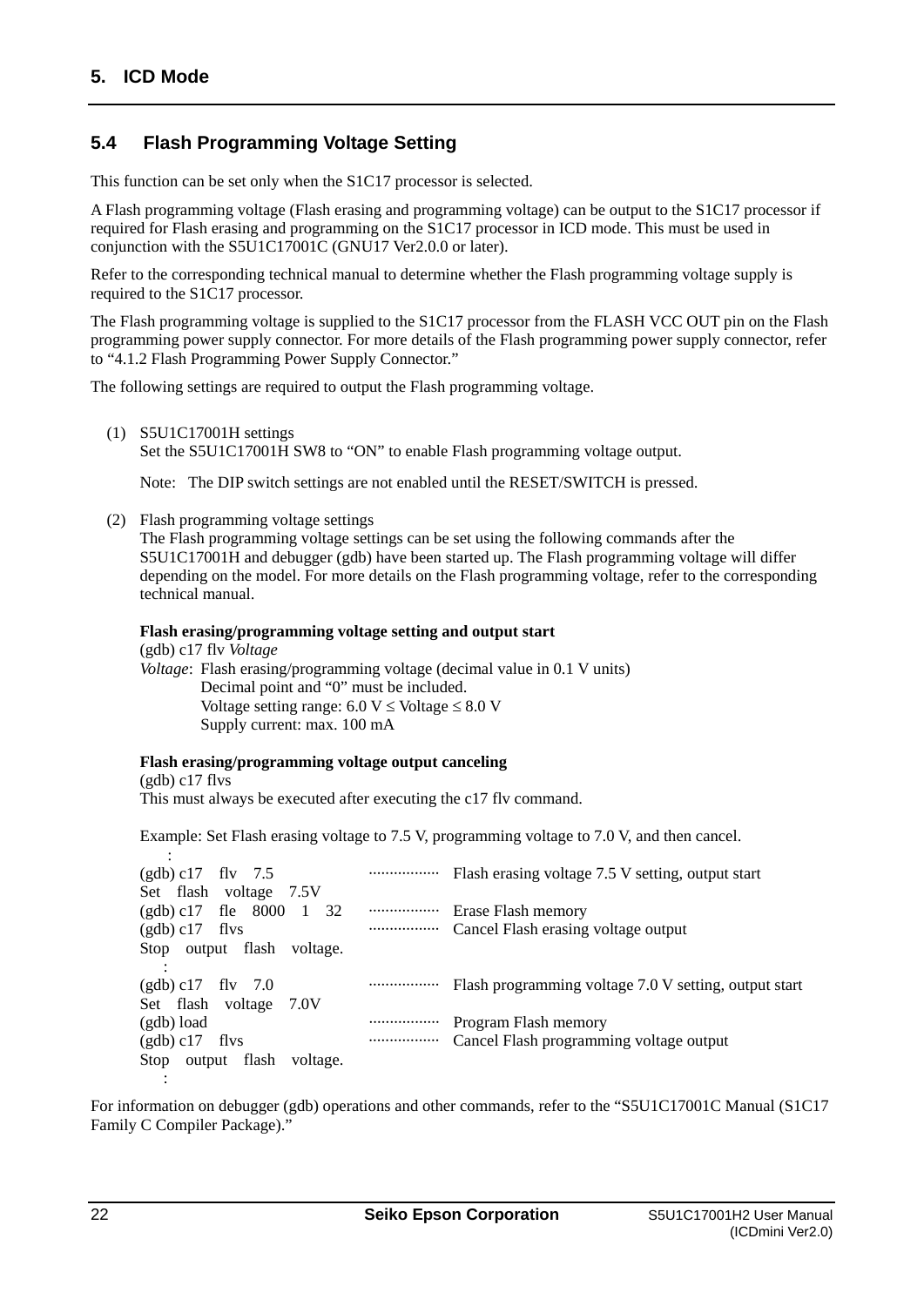## 5.4 Flash Programming Voltage Setting

This function can be set only when the S1C17 processor is selected.

A Flash programming voltage (Flash erasing and programming voltage) can be output to the S1C17 processor if required for Flash erasing and programming on the S1C17 processor in ICD mode. This must be used in conjunction with the S5U1C17001C (GNU17 Ver2.0.0 or later).

Refer to the corresponding technical manual to determine whether the Flash programming voltage supply is required to the S1C17 processor.

The Flash programming voltage is supplied to the S1C17 processor from the FLASH VCC OUT pin on the Flash programming power supply connector. For more details of the Flash programming power supply connector, refer to “4.1.2 Flash Programming Power Supply Connector.”

The following settings are required to output the Flash programming voltage.

(1) S5U1C17001H settings
Set the S5U1C17001H SW8 to “ON” to enable Flash programming voltage output.

Note: The DIP switch settings are not enabled until the RESET/SWITCH is pressed.

(2) Flash programming voltage settings
The Flash programming voltage settings can be set using the following commands after the S5U1C17001H and debugger (gdb) have been started up. The Flash programming voltage will differ depending on the model. For more details on the Flash programming voltage, refer to the corresponding technical manual.

**Flash erasing/programming voltage setting and output start**
(gdb) c17 flv *Voltage*
*Voltage*: Flash erasing/programming voltage (decimal value in 0.1 V units)
Decimal point and “0” must be included.
Voltage setting range: 6.0 V ≤ Voltage ≤ 8.0 V
Supply current: max. 100 mA

**Flash erasing/programming voltage output canceling**
(gdb) c17 flvs
This must always be executed after executing the c17 flv command.

Example: Set Flash erasing voltage to 7.5 V, programming voltage to 7.0 V, and then cancel.

```
    :
(gdb) c17  flv  7.5            ................  Flash erasing voltage 7.5 V setting, output start
Set  flash  voltage  7.5V
(gdb) c17  fle  8000  1  32    ................  Erase Flash memory
(gdb) c17  flvs                ................  Cancel Flash erasing voltage output
Stop  output  flash  voltage.
    :
(gdb) c17  flv  7.0            ................  Flash programming voltage 7.0 V setting, output start
Set  flash  voltage  7.0V
(gdb) load                     ................  Program Flash memory
(gdb) c17  flvs                ................  Cancel Flash programming voltage output
Stop  output  flash  voltage.
    :
```

For information on debugger (gdb) operations and other commands, refer to the “S5U1C17001C Manual (S1C17 Family C Compiler Package).”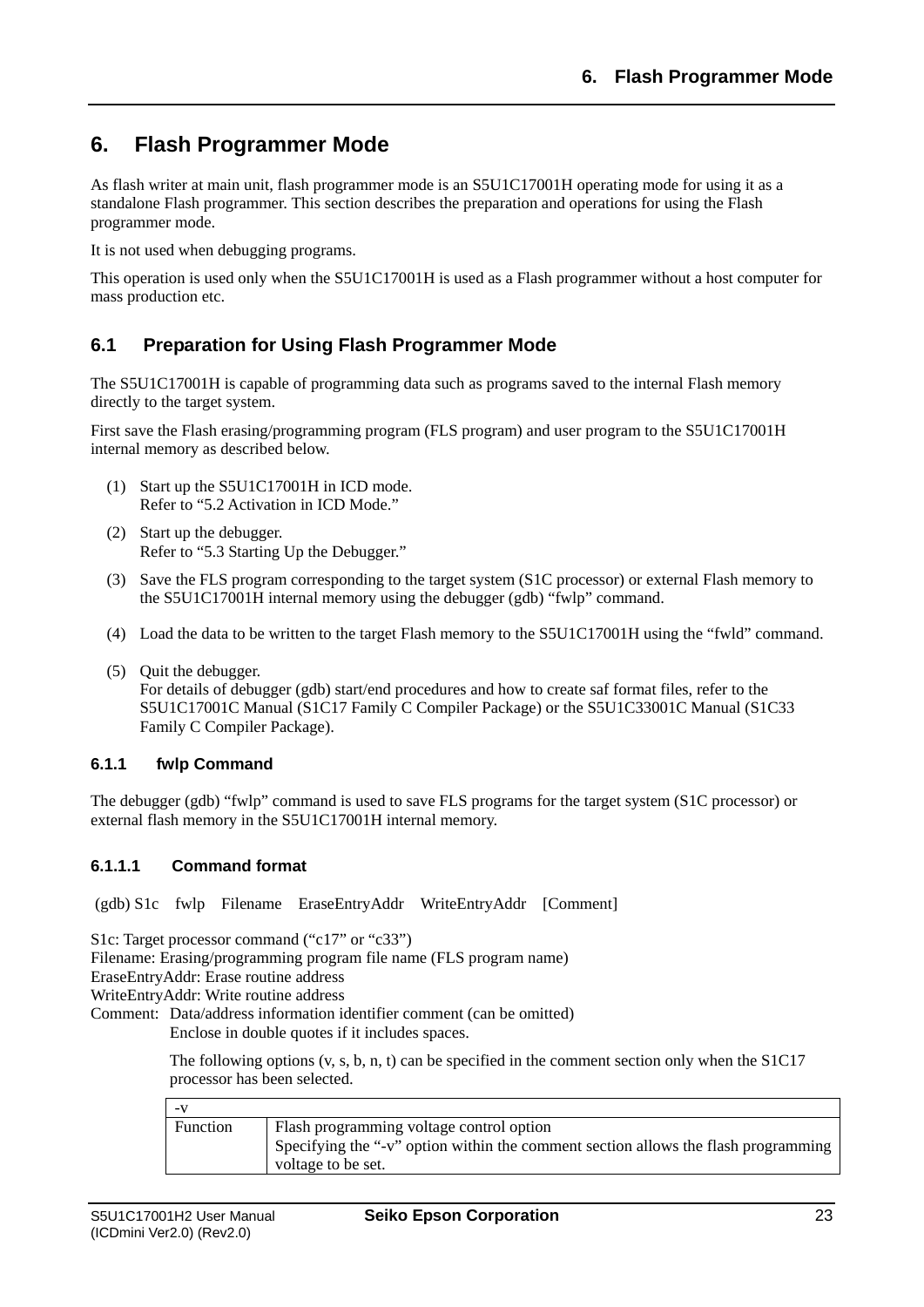／# 6. Flash Programmer Mode

As flash writer at main unit, flash programmer mode is an S5U1C17001H operating mode for using it as a standalone Flash programmer. This section describes the preparation and operations for using the Flash programmer mode.

It is not used when debugging programs.

This operation is used only when the S5U1C17001H is used as a Flash programmer without a host computer for mass production etc.

## 6.1 Preparation for Using Flash Programmer Mode

The S5U1C17001H is capable of programming data such as programs saved to the internal Flash memory directly to the target system.

First save the Flash erasing/programming program (FLS program) and user program to the S5U1C17001H internal memory as described below.

(1) Start up the S5U1C17001H in ICD mode.
Refer to "5.2 Activation in ICD Mode."

(2) Start up the debugger.
Refer to "5.3 Starting Up the Debugger."

(3) Save the FLS program corresponding to the target system (S1C processor) or external Flash memory to the S5U1C17001H internal memory using the debugger (gdb) "fwlp" command.

(4) Load the data to be written to the target Flash memory to the S5U1C17001H using the "fwld" command.

(5) Quit the debugger.
For details of debugger (gdb) start/end procedures and how to create saf format files, refer to the S5U1C17001C Manual (S1C17 Family C Compiler Package) or the S5U1C33001C Manual (S1C33 Family C Compiler Package).

### 6.1.1 fwlp Command

The debugger (gdb) "fwlp" command is used to save FLS programs for the target system (S1C processor) or external flash memory in the S5U1C17001H internal memory.

#### 6.1.1.1 Command format

```
(gdb) S1c    fwlp    Filename    EraseEntryAddr    WriteEntryAddr    [Comment]
```

S1c: Target processor command ("c17" or "c33")
Filename: Erasing/programming program file name (FLS program name)
EraseEntryAddr: Erase routine address
WriteEntryAddr: Write routine address
Comment: Data/address information identifier comment (can be omitted)
Enclose in double quotes if it includes spaces.

The following options (v, s, b, n, t) can be specified in the comment section only when the S1C17 processor has been selected.

| -v | |
|---|---|
| Function | Flash programming voltage control option<br>Specifying the "-v" option within the comment section allows the flash programming voltage to be set. |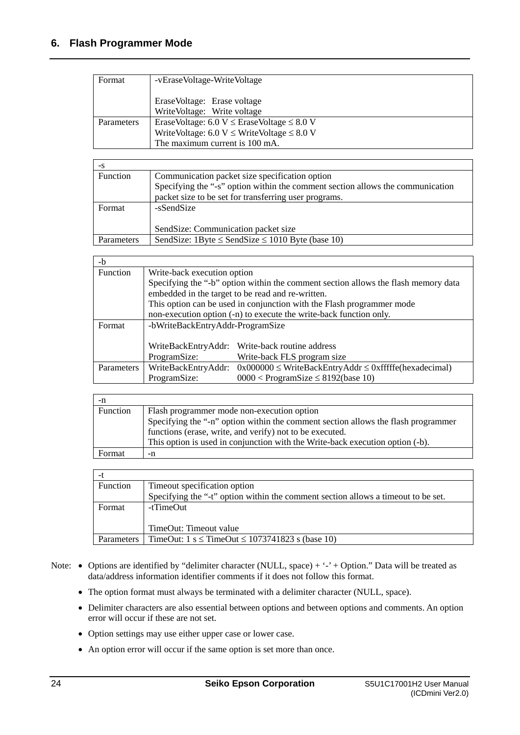## 6. Flash Programmer Mode

| Format | -vEraseVoltage-WriteVoltage<br><br>EraseVoltage: Erase voltage<br>WriteVoltage: Write voltage |
|---|---|
| Parameters | EraseVoltage: 6.0 V ≤ EraseVoltage ≤ 8.0 V<br>WriteVoltage: 6.0 V ≤ WriteVoltage ≤ 8.0 V<br>The maximum current is 100 mA. |

| -s | |
|---|---|
| Function | Communication packet size specification option<br>Specifying the "-s" option within the comment section allows the communication packet size to be set for transferring user programs. |
| Format | -sSendSize<br><br>SendSize: Communication packet size |
| Parameters | SendSize: 1Byte ≤ SendSize ≤ 1010 Byte (base 10) |

| -b | |
|---|---|
| Function | Write-back execution option<br>Specifying the "-b" option within the comment section allows the flash memory data embedded in the target to be read and re-written.<br>This option can be used in conjunction with the Flash programmer mode non-execution option (-n) to execute the write-back function only. |
| Format | -bWriteBackEntryAddr-ProgramSize<br><br>WriteBackEntryAddr: Write-back routine address<br>ProgramSize: Write-back FLS program size |
| Parameters | WriteBackEntryAddr: 0x000000 ≤ WriteBackEntryAddr ≤ 0xfffffe(hexadecimal)<br>ProgramSize: 0000 < ProgramSize ≤ 8192(base 10) |

| -n | |
|---|---|
| Function | Flash programmer mode non-execution option<br>Specifying the "-n" option within the comment section allows the flash programmer functions (erase, write, and verify) not to be executed.<br>This option is used in conjunction with the Write-back execution option (-b). |
| Format | -n |

| -t | |
|---|---|
| Function | Timeout specification option<br>Specifying the "-t" option within the comment section allows a timeout to be set. |
| Format | -tTimeOut<br><br>TimeOut: Timeout value |
| Parameters | TimeOut: 1 s ≤ TimeOut ≤ 1073741823 s (base 10) |

Note:
- Options are identified by "delimiter character (NULL, space) + '-' + Option." Data will be treated as data/address information identifier comments if it does not follow this format.
- The option format must always be terminated with a delimiter character (NULL, space).
- Delimiter characters are also essential between options and between options and comments. An option error will occur if these are not set.
- Option settings may use either upper case or lower case.
- An option error will occur if the same option is set more than once.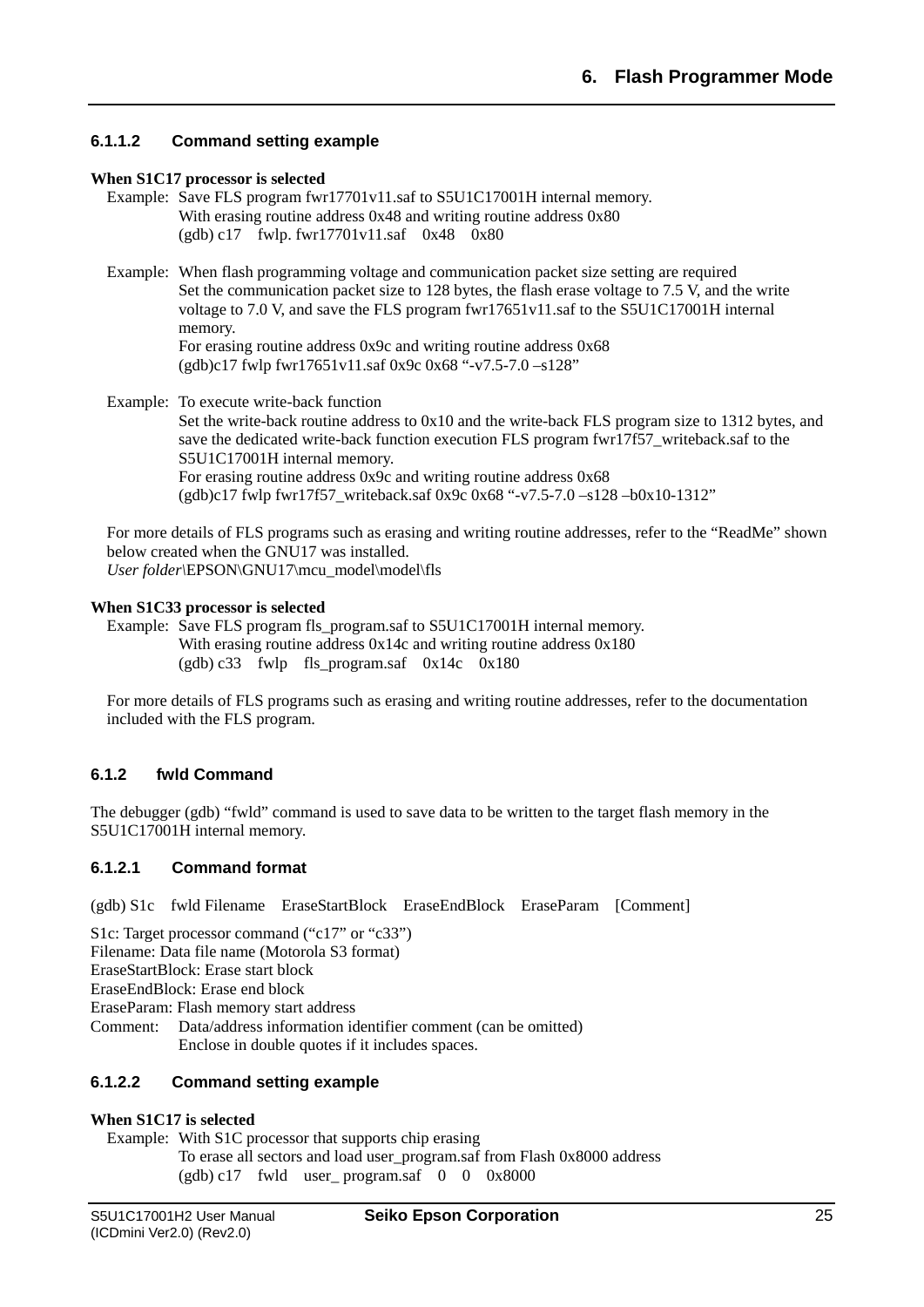#### 6.1.1.2 Command setting example

**When S1C17 processor is selected**

Example: Save FLS program fwr17701v11.saf to S5U1C17001H internal memory.
With erasing routine address 0x48 and writing routine address 0x80
(gdb) c17 fwlp. fwr17701v11.saf 0x48 0x80

Example: When flash programming voltage and communication packet size setting are required
Set the communication packet size to 128 bytes, the flash erase voltage to 7.5 V, and the write voltage to 7.0 V, and save the FLS program fwr17651v11.saf to the S5U1C17001H internal memory.
For erasing routine address 0x9c and writing routine address 0x68
(gdb)c17 fwlp fwr17651v11.saf 0x9c 0x68 “-v7.5-7.0 –s128”

Example: To execute write-back function
Set the write-back routine address to 0x10 and the write-back FLS program size to 1312 bytes, and save the dedicated write-back function execution FLS program fwr17f57_writeback.saf to the S5U1C17001H internal memory.
For erasing routine address 0x9c and writing routine address 0x68
(gdb)c17 fwlp fwr17f57_writeback.saf 0x9c 0x68 “-v7.5-7.0 –s128 –b0x10-1312”

For more details of FLS programs such as erasing and writing routine addresses, refer to the “ReadMe” shown below created when the GNU17 was installed.
*User folder*\EPSON\GNU17\mcu_model\model\fls

**When S1C33 processor is selected**

Example: Save FLS program fls_program.saf to S5U1C17001H internal memory.
With erasing routine address 0x14c and writing routine address 0x180
(gdb) c33 fwlp fls_program.saf 0x14c 0x180

For more details of FLS programs such as erasing and writing routine addresses, refer to the documentation included with the FLS program.

### 6.1.2 fwld Command

The debugger (gdb) “fwld” command is used to save data to be written to the target flash memory in the S5U1C17001H internal memory.

#### 6.1.2.1 Command format

(gdb) S1c fwld Filename EraseStartBlock EraseEndBlock EraseParam [Comment]

S1c: Target processor command (“c17” or “c33”)
Filename: Data file name (Motorola S3 format)
EraseStartBlock: Erase start block
EraseEndBlock: Erase end block
EraseParam: Flash memory start address
Comment: Data/address information identifier comment (can be omitted)
Enclose in double quotes if it includes spaces.

#### 6.1.2.2 Command setting example

**When S1C17 is selected**

Example: With S1C processor that supports chip erasing
To erase all sectors and load user_program.saf from Flash 0x8000 address
(gdb) c17 fwld user_ program.saf 0 0 0x8000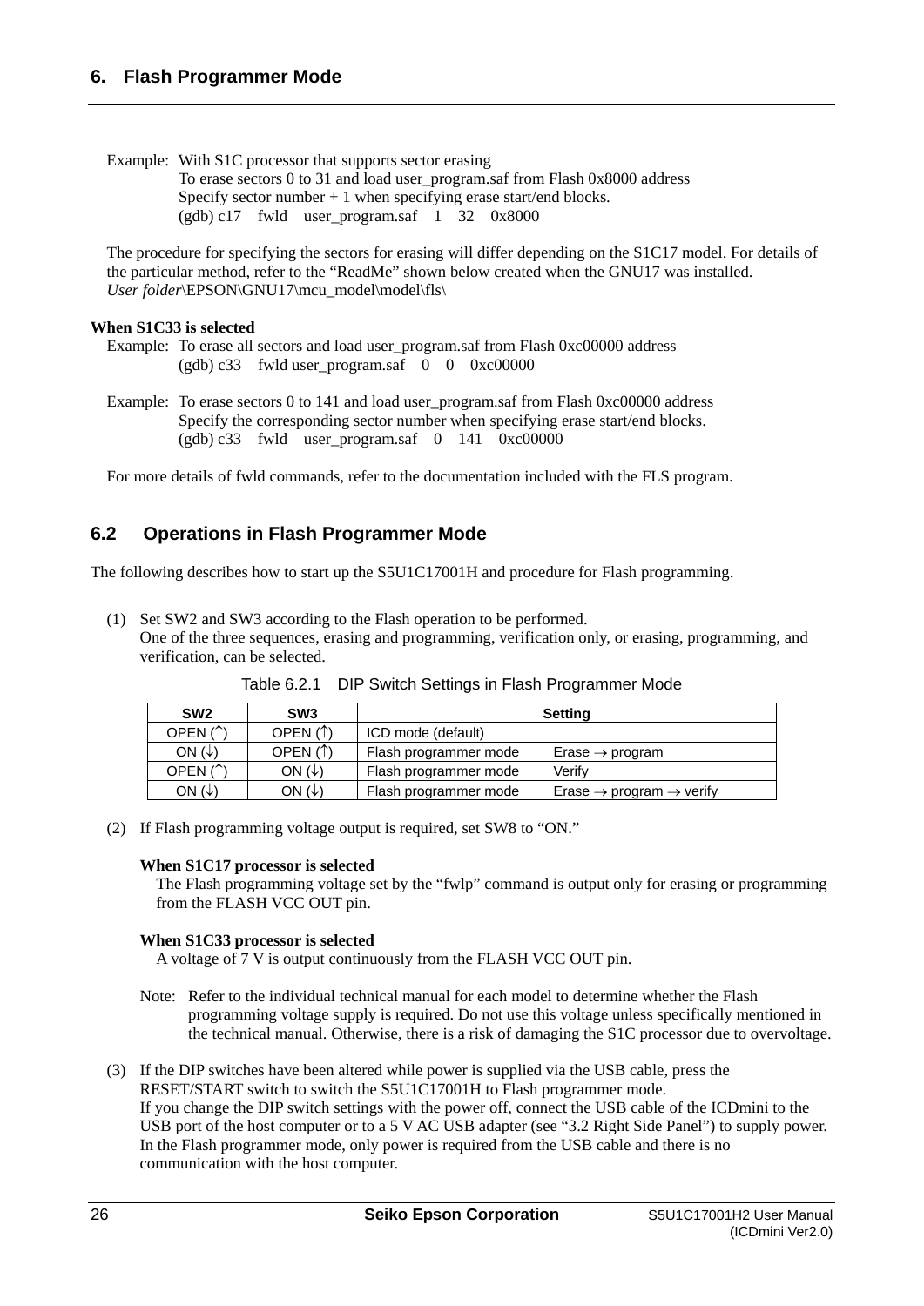Example: With S1C processor that supports sector erasing
To erase sectors 0 to 31 and load user_program.saf from Flash 0x8000 address
Specify sector number + 1 when specifying erase start/end blocks.

```
(gdb) c17    fwld    user_program.saf    1    32    0x8000
```

The procedure for specifying the sectors for erasing will differ depending on the S1C17 model. For details of the particular method, refer to the "ReadMe" shown below created when the GNU17 was installed.
*User folder*\EPSON\GNU17\mcu_model\model\fls\

**When S1C33 is selected**

Example: To erase all sectors and load user_program.saf from Flash 0xc00000 address

```
(gdb) c33    fwld user_program.saf    0    0    0xc00000
```

Example: To erase sectors 0 to 141 and load user_program.saf from Flash 0xc00000 address
Specify the corresponding sector number when specifying erase start/end blocks.

```
(gdb) c33    fwld    user_program.saf    0    141    0xc00000
```

For more details of fwld commands, refer to the documentation included with the FLS program.

## 6.2 Operations in Flash Programmer Mode

The following describes how to start up the S5U1C17001H and procedure for Flash programming.

(1) Set SW2 and SW3 according to the Flash operation to be performed.
One of the three sequences, erasing and programming, verification only, or erasing, programming, and verification, can be selected.

Table 6.2.1 DIP Switch Settings in Flash Programmer Mode

| SW2 | SW3 | Setting | |
|---|---|---|---|
| OPEN (↑) | OPEN (↑) | ICD mode (default) | |
| ON (↓) | OPEN (↑) | Flash programmer mode | Erase → program |
| OPEN (↑) | ON (↓) | Flash programmer mode | Verify |
| ON (↓) | ON (↓) | Flash programmer mode | Erase → program → verify |

(2) If Flash programming voltage output is required, set SW8 to "ON."

**When S1C17 processor is selected**
The Flash programming voltage set by the "fwlp" command is output only for erasing or programming from the FLASH VCC OUT pin.

**When S1C33 processor is selected**
A voltage of 7 V is output continuously from the FLASH VCC OUT pin.

Note: Refer to the individual technical manual for each model to determine whether the Flash programming voltage supply is required. Do not use this voltage unless specifically mentioned in the technical manual. Otherwise, there is a risk of damaging the S1C processor due to overvoltage.

(3) If the DIP switches have been altered while power is supplied via the USB cable, press the RESET/START switch to switch the S5U1C17001H to Flash programmer mode.
If you change the DIP switch settings with the power off, connect the USB cable of the ICDmini to the USB port of the host computer or to a 5 V AC USB adapter (see "3.2 Right Side Panel") to supply power.
In the Flash programmer mode, only power is required from the USB cable and there is no communication with the host computer.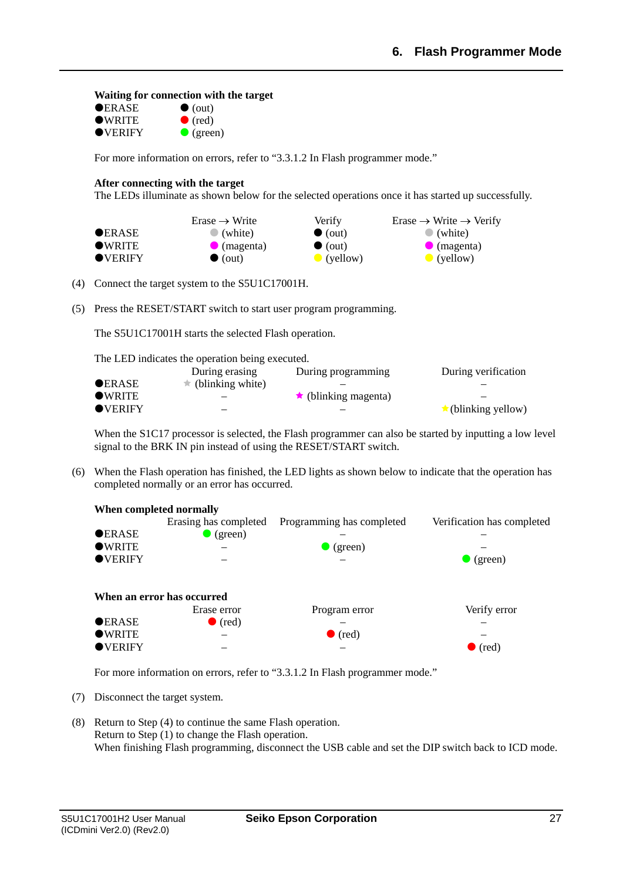**Waiting for connection with the target**

| | |
|---|---|
| ●ERASE | ● (out) |
| ●WRITE | ● (red) |
| ●VERIFY | ● (green) |

For more information on errors, refer to "3.3.1.2 In Flash programmer mode."

**After connecting with the target**

The LEDs illuminate as shown below for the selected operations once it has started up successfully.

| | Erase → Write | Verify | Erase → Write → Verify |
|---|---|---|---|
| ●ERASE | ● (white) | ● (out) | ● (white) |
| ●WRITE | ● (magenta) | ● (out) | ● (magenta) |
| ●VERIFY | ● (out) | ● (yellow) | ● (yellow) |

(4) Connect the target system to the S5U1C17001H.

(5) Press the RESET/START switch to start user program programming.

The S5U1C17001H starts the selected Flash operation.

The LED indicates the operation being executed.

| | During erasing | During programming | During verification |
|---|---|---|---|
| ●ERASE | ★ (blinking white) | – | – |
| ●WRITE | – | ★ (blinking magenta) | – |
| ●VERIFY | – | – | ★(blinking yellow) |

When the S1C17 processor is selected, the Flash programmer can also be started by inputting a low level signal to the BRK IN pin instead of using the RESET/START switch.

(6) When the Flash operation has finished, the LED lights as shown below to indicate that the operation has completed normally or an error has occurred.

**When completed normally**

| | Erasing has completed | Programming has completed | Verification has completed |
|---|---|---|---|
| ●ERASE | ● (green) | – | – |
| ●WRITE | – | ● (green) | – |
| ●VERIFY | – | – | ● (green) |

**When an error has occurred**

| | Erase error | Program error | Verify error |
|---|---|---|---|
| ●ERASE | ● (red) | – | – |
| ●WRITE | – | ● (red) | – |
| ●VERIFY | – | – | ● (red) |

For more information on errors, refer to "3.3.1.2 In Flash programmer mode."

(7) Disconnect the target system.

(8) Return to Step (4) to continue the same Flash operation.
Return to Step (1) to change the Flash operation.
When finishing Flash programming, disconnect the USB cable and set the DIP switch back to ICD mode.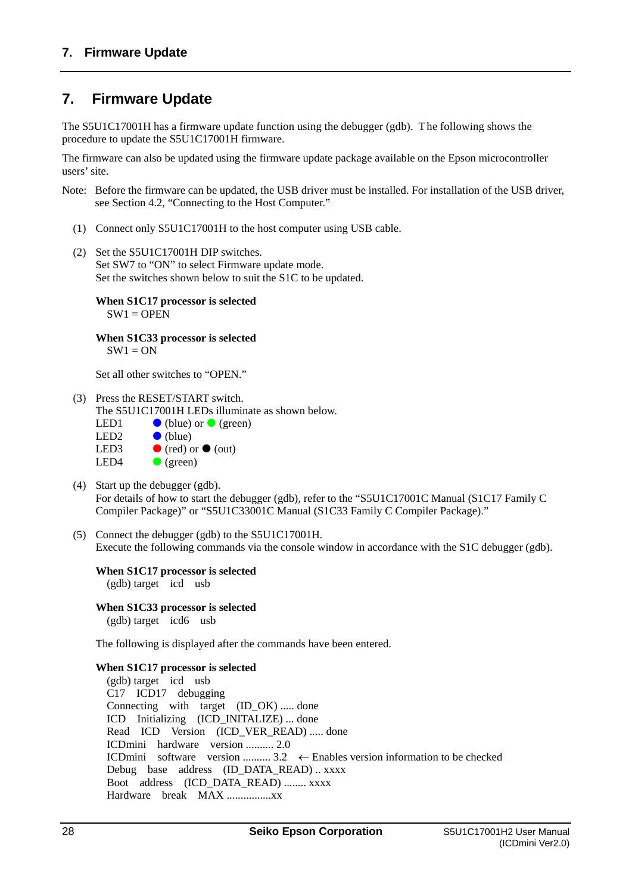# 7. Firmware Update

The S5U1C17001H has a firmware update function using the debugger (gdb). The following shows the procedure to update the S5U1C17001H firmware.

The firmware can also be updated using the firmware update package available on the Epson microcontroller users' site.

Note: Before the firmware can be updated, the USB driver must be installed. For installation of the USB driver, see Section 4.2, "Connecting to the Host Computer."

(1) Connect only S5U1C17001H to the host computer using USB cable.

(2) Set the S5U1C17001H DIP switches.
Set SW7 to "ON" to select Firmware update mode.
Set the switches shown below to suit the S1C to be updated.

**When S1C17 processor is selected**
SW1 = OPEN

**When S1C33 processor is selected**
SW1 = ON

Set all other switches to "OPEN."

(3) Press the RESET/START switch.
The S5U1C17001H LEDs illuminate as shown below.

| | |
|---|---|
| LED1 | ● (blue) or ● (green) |
| LED2 | ● (blue) |
| LED3 | ● (red) or ● (out) |
| LED4 | ● (green) |

(4) Start up the debugger (gdb).
For details of how to start the debugger (gdb), refer to the "S5U1C17001C Manual (S1C17 Family C Compiler Package)" or "S5U1C33001C Manual (S1C33 Family C Compiler Package)."

(5) Connect the debugger (gdb) to the S5U1C17001H.
Execute the following commands via the console window in accordance with the S1C debugger (gdb).

**When S1C17 processor is selected**
```
(gdb) target   icd   usb
```

**When S1C33 processor is selected**
```
(gdb) target   icd6   usb
```

The following is displayed after the commands have been entered.

**When S1C17 processor is selected**
```
(gdb) target   icd   usb
C17   ICD17   debugging
Connecting   with   target   (ID_OK) ..... done
ICD   Initializing   (ICD_INITALIZE) ... done
Read   ICD   Version   (ICD_VER_READ) ..... done
ICDmini   hardware   version .......... 2.0
ICDmini   software   version .......... 3.2   ← Enables version information to be checked
Debug   base   address   (ID_DATA_READ) .. xxxx
Boot   address   (ICD_DATA_READ) ........ xxxx
Hardware   break   MAX ................xx
```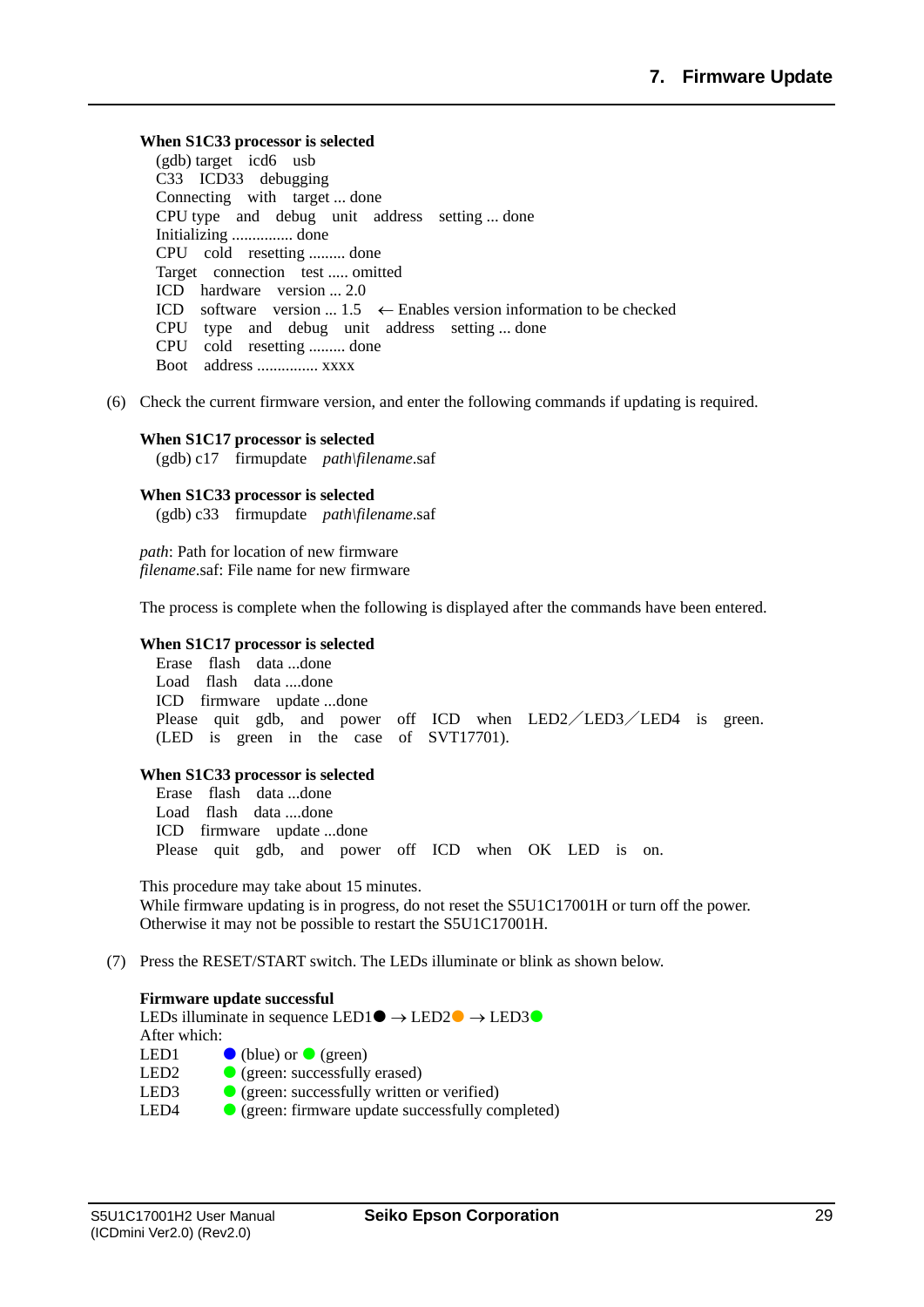**When S1C33 processor is selected**

```
(gdb) target icd6 usb
C33 ICD33 debugging
Connecting with target ... done
CPU type and debug unit address setting ... done
Initializing ............... done
CPU cold resetting ......... done
Target connection test ..... omitted
ICD hardware version ... 2.0
ICD software version ... 1.5  ← Enables version information to be checked
CPU type and debug unit address setting ... done
CPU cold resetting ......... done
Boot address .............. xxxx
```

(6) Check the current firmware version, and enter the following commands if updating is required.

**When S1C17 processor is selected**

(gdb) c17 firmupdate *path\filename*.saf

**When S1C33 processor is selected**

(gdb) c33 firmupdate *path\filename*.saf

*path*: Path for location of new firmware
*filename*.saf: File name for new firmware

The process is complete when the following is displayed after the commands have been entered.

**When S1C17 processor is selected**

```
Erase flash data ...done
Load flash data ....done
ICD firmware update ...done
Please quit gdb, and power off ICD when LED2／LED3／LED4 is green.
(LED is green in the case of SVT17701).
```

**When S1C33 processor is selected**

```
Erase flash data ...done
Load flash data ....done
ICD firmware update ...done
Please quit gdb, and power off ICD when OK LED is on.
```

This procedure may take about 15 minutes.
While firmware updating is in progress, do not reset the S5U1C17001H or turn off the power.
Otherwise it may not be possible to restart the S5U1C17001H.

(7) Press the RESET/START switch. The LEDs illuminate or blink as shown below.

**Firmware update successful**

LEDs illuminate in sequence LED1● → LED2● → LED3●
After which:

| | |
|---|---|
| LED1 | ● (blue) or ● (green) |
| LED2 | ● (green: successfully erased) |
| LED3 | ● (green: successfully written or verified) |
| LED4 | ● (green: firmware update successfully completed) |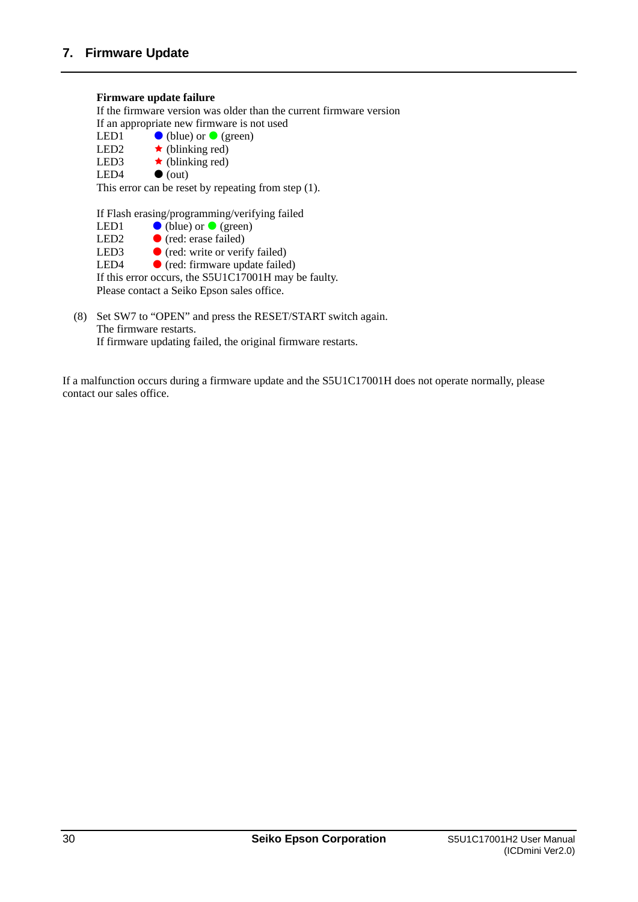## 7. Firmware Update

**Firmware update failure**

If the firmware version was older than the current firmware version
If an appropriate new firmware is not used

| | |
|---|---|
| LED1 | ● (blue) or ● (green) |
| LED2 | ★ (blinking red) |
| LED3 | ★ (blinking red) |
| LED4 | ● (out) |

This error can be reset by repeating from step (1).

If Flash erasing/programming/verifying failed

| | |
|---|---|
| LED1 | ● (blue) or ● (green) |
| LED2 | ● (red: erase failed) |
| LED3 | ● (red: write or verify failed) |
| LED4 | ● (red: firmware update failed) |

If this error occurs, the S5U1C17001H may be faulty.
Please contact a Seiko Epson sales office.

(8) Set SW7 to "OPEN" and press the RESET/START switch again.
The firmware restarts.
If firmware updating failed, the original firmware restarts.

If a malfunction occurs during a firmware update and the S5U1C17001H does not operate normally, please contact our sales office.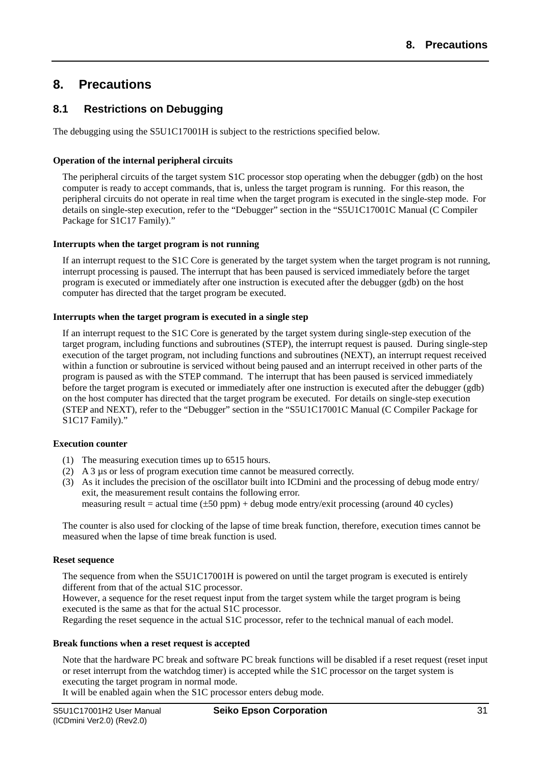# 8. Precautions

## 8.1 Restrictions on Debugging

The debugging using the S5U1C17001H is subject to the restrictions specified below.

**Operation of the internal peripheral circuits**

The peripheral circuits of the target system S1C processor stop operating when the debugger (gdb) on the host computer is ready to accept commands, that is, unless the target program is running. For this reason, the peripheral circuits do not operate in real time when the target program is executed in the single-step mode. For details on single-step execution, refer to the "Debugger" section in the "S5U1C17001C Manual (C Compiler Package for S1C17 Family)."

**Interrupts when the target program is not running**

If an interrupt request to the S1C Core is generated by the target system when the target program is not running, interrupt processing is paused. The interrupt that has been paused is serviced immediately before the target program is executed or immediately after one instruction is executed after the debugger (gdb) on the host computer has directed that the target program be executed.

**Interrupts when the target program is executed in a single step**

If an interrupt request to the S1C Core is generated by the target system during single-step execution of the target program, including functions and subroutines (STEP), the interrupt request is paused. During single-step execution of the target program, not including functions and subroutines (NEXT), an interrupt request received within a function or subroutine is serviced without being paused and an interrupt received in other parts of the program is paused as with the STEP command. The interrupt that has been paused is serviced immediately before the target program is executed or immediately after one instruction is executed after the debugger (gdb) on the host computer has directed that the target program be executed. For details on single-step execution (STEP and NEXT), refer to the "Debugger" section in the "S5U1C17001C Manual (C Compiler Package for S1C17 Family)."

**Execution counter**

(1) The measuring execution times up to 6515 hours.
(2) A 3 µs or less of program execution time cannot be measured correctly.
(3) As it includes the precision of the oscillator built into ICDmini and the processing of debug mode entry/exit, the measurement result contains the following error.
    measuring result = actual time (±50 ppm) + debug mode entry/exit processing (around 40 cycles)

The counter is also used for clocking of the lapse of time break function, therefore, execution times cannot be measured when the lapse of time break function is used.

**Reset sequence**

The sequence from when the S5U1C17001H is powered on until the target program is executed is entirely different from that of the actual S1C processor.
However, a sequence for the reset request input from the target system while the target program is being executed is the same as that for the actual S1C processor.
Regarding the reset sequence in the actual S1C processor, refer to the technical manual of each model.

**Break functions when a reset request is accepted**

Note that the hardware PC break and software PC break functions will be disabled if a reset request (reset input or reset interrupt from the watchdog timer) is accepted while the S1C processor on the target system is executing the target program in normal mode.
It will be enabled again when the S1C processor enters debug mode.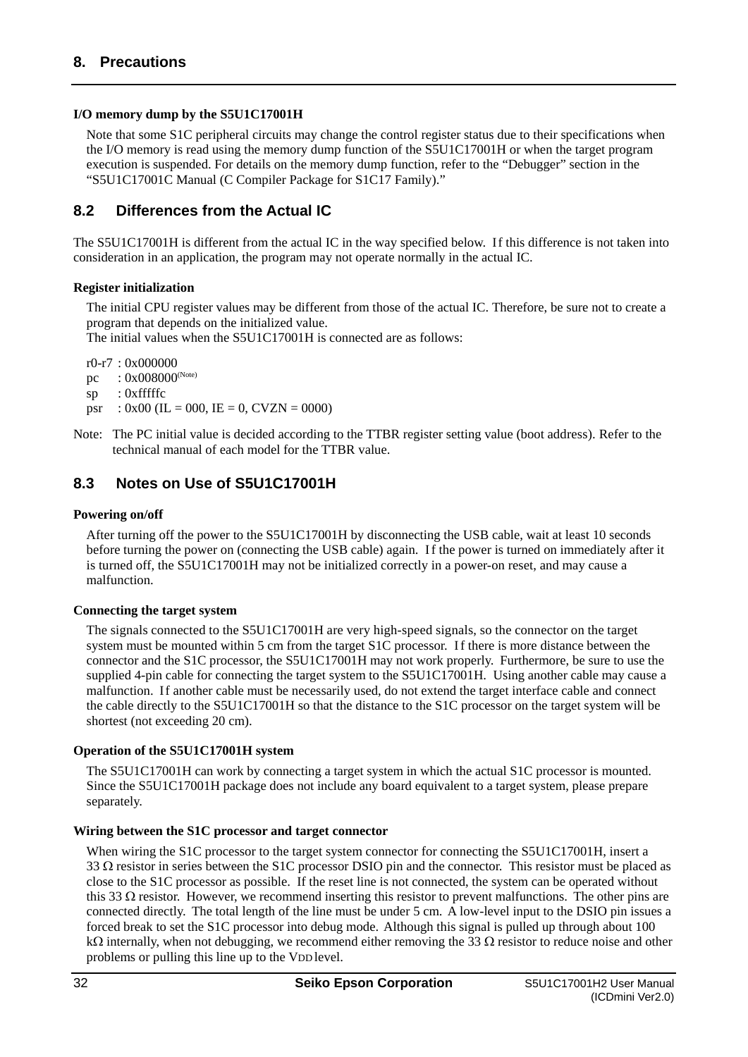# 8. Precautions

**I/O memory dump by the S5U1C17001H**

Note that some S1C peripheral circuits may change the control register status due to their specifications when the I/O memory is read using the memory dump function of the S5U1C17001H or when the target program execution is suspended. For details on the memory dump function, refer to the “Debugger” section in the “S5U1C17001C Manual (C Compiler Package for S1C17 Family).”

## 8.2 Differences from the Actual IC

The S5U1C17001H is different from the actual IC in the way specified below. If this difference is not taken into consideration in an application, the program may not operate normally in the actual IC.

**Register initialization**

The initial CPU register values may be different from those of the actual IC. Therefore, be sure not to create a program that depends on the initialized value.
The initial values when the S5U1C17001H is connected are as follows:

```
r0-r7 : 0x000000
pc    : 0x008000(Note)
sp    : 0xfffffc
psr   : 0x00 (IL = 000, IE = 0, CVZN = 0000)
```

Note: The PC initial value is decided according to the TTBR register setting value (boot address). Refer to the technical manual of each model for the TTBR value.

## 8.3 Notes on Use of S5U1C17001H

**Powering on/off**

After turning off the power to the S5U1C17001H by disconnecting the USB cable, wait at least 10 seconds before turning the power on (connecting the USB cable) again. If the power is turned on immediately after it is turned off, the S5U1C17001H may not be initialized correctly in a power-on reset, and may cause a malfunction.

**Connecting the target system**

The signals connected to the S5U1C17001H are very high-speed signals, so the connector on the target system must be mounted within 5 cm from the target S1C processor. If there is more distance between the connector and the S1C processor, the S5U1C17001H may not work properly. Furthermore, be sure to use the supplied 4-pin cable for connecting the target system to the S5U1C17001H. Using another cable may cause a malfunction. If another cable must be necessarily used, do not extend the target interface cable and connect the cable directly to the S5U1C17001H so that the distance to the S1C processor on the target system will be shortest (not exceeding 20 cm).

**Operation of the S5U1C17001H system**

The S5U1C17001H can work by connecting a target system in which the actual S1C processor is mounted. Since the S5U1C17001H package does not include any board equivalent to a target system, please prepare separately.

**Wiring between the S1C processor and target connector**

When wiring the S1C processor to the target system connector for connecting the S5U1C17001H, insert a 33 Ω resistor in series between the S1C processor DSIO pin and the connector. This resistor must be placed as close to the S1C processor as possible. If the reset line is not connected, the system can be operated without this 33 Ω resistor. However, we recommend inserting this resistor to prevent malfunctions. The other pins are connected directly. The total length of the line must be under 5 cm. A low-level input to the DSIO pin issues a forced break to set the S1C processor into debug mode. Although this signal is pulled up through about 100 kΩ internally, when not debugging, we recommend either removing the 33 Ω resistor to reduce noise and other problems or pulling this line up to the $V_{DD}$ level.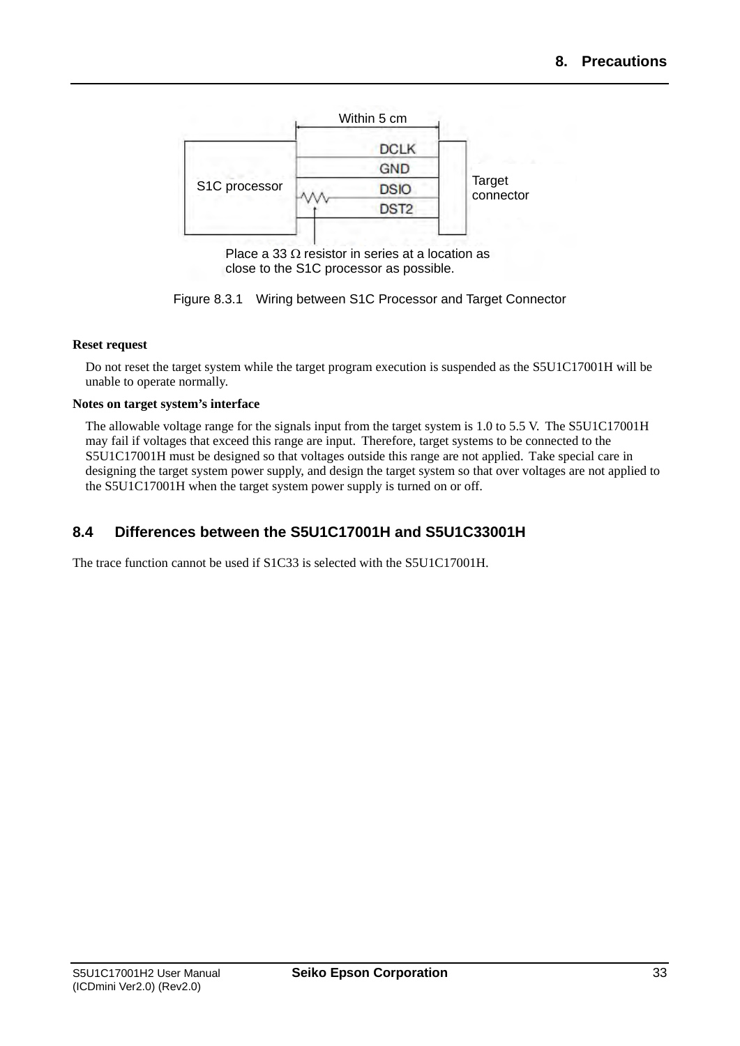Within 5 cm

S1C processor — DCLK, GND, DSIO, DST2 — Target connector

Place a 33 Ω resistor in series at a location as close to the S1C processor as possible.

Figure 8.3.1 Wiring between S1C Processor and Target Connector

**Reset request**

Do not reset the target system while the target program execution is suspended as the S5U1C17001H will be unable to operate normally.

**Notes on target system's interface**

The allowable voltage range for the signals input from the target system is 1.0 to 5.5 V. The S5U1C17001H may fail if voltages that exceed this range are input. Therefore, target systems to be connected to the S5U1C17001H must be designed so that voltages outside this range are not applied. Take special care in designing the target system power supply, and design the target system so that over voltages are not applied to the S5U1C17001H when the target system power supply is turned on or off.

## 8.4 Differences between the S5U1C17001H and S5U1C33001H

The trace function cannot be used if S1C33 is selected with the S5U1C17001H.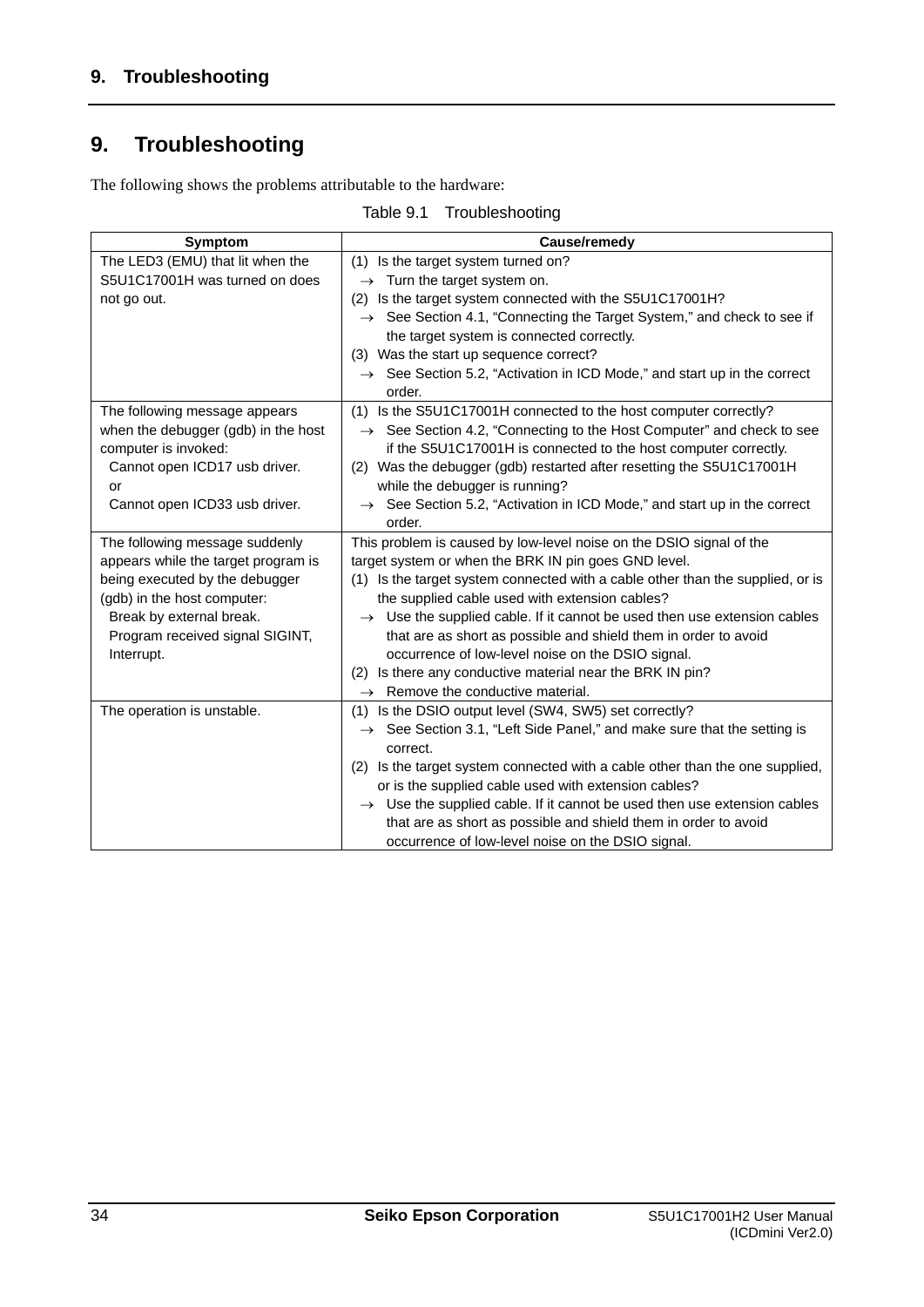# 9. Troubleshooting

The following shows the problems attributable to the hardware:

Table 9.1 Troubleshooting

| Symptom | Cause/remedy |
|---|---|
| The LED3 (EMU) that lit when the S5U1C17001H was turned on does not go out. | (1) Is the target system turned on?<br>→ Turn the target system on.<br>(2) Is the target system connected with the S5U1C17001H?<br>→ See Section 4.1, "Connecting the Target System," and check to see if the target system is connected correctly.<br>(3) Was the start up sequence correct?<br>→ See Section 5.2, "Activation in ICD Mode," and start up in the correct order. |
| The following message appears when the debugger (gdb) in the host computer is invoked:<br>Cannot open ICD17 usb driver.<br>or<br>Cannot open ICD33 usb driver. | (1) Is the S5U1C17001H connected to the host computer correctly?<br>→ See Section 4.2, "Connecting to the Host Computer" and check to see if the S5U1C17001H is connected to the host computer correctly.<br>(2) Was the debugger (gdb) restarted after resetting the S5U1C17001H while the debugger is running?<br>→ See Section 5.2, "Activation in ICD Mode," and start up in the correct order. |
| The following message suddenly appears while the target program is being executed by the debugger (gdb) in the host computer:<br>Break by external break.<br>Program received signal SIGINT, Interrupt. | This problem is caused by low-level noise on the DSIO signal of the target system or when the BRK IN pin goes GND level.<br>(1) Is the target system connected with a cable other than the supplied, or is the supplied cable used with extension cables?<br>→ Use the supplied cable. If it cannot be used then use extension cables that are as short as possible and shield them in order to avoid occurrence of low-level noise on the DSIO signal.<br>(2) Is there any conductive material near the BRK IN pin?<br>→ Remove the conductive material. |
| The operation is unstable. | (1) Is the DSIO output level (SW4, SW5) set correctly?<br>→ See Section 3.1, "Left Side Panel," and make sure that the setting is correct.<br>(2) Is the target system connected with a cable other than the one supplied, or is the supplied cable used with extension cables?<br>→ Use the supplied cable. If it cannot be used then use extension cables that are as short as possible and shield them in order to avoid occurrence of low-level noise on the DSIO signal. |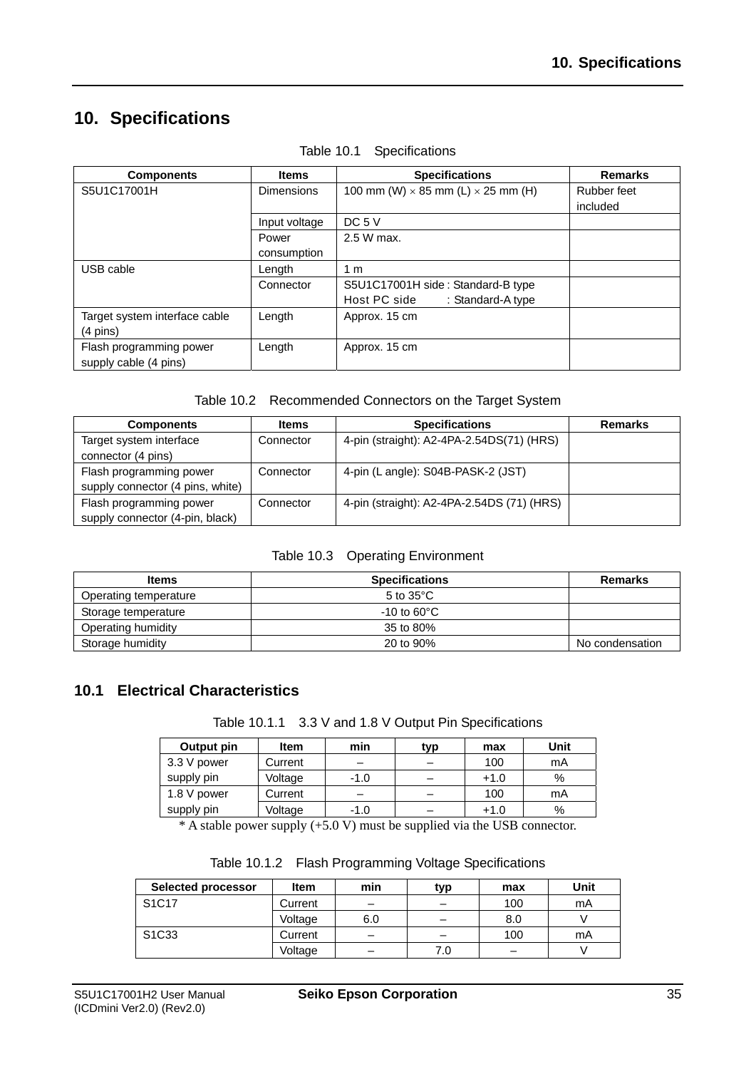# 10. Specifications

Table 10.1 Specifications

| Components | Items | Specifications | Remarks |
|---|---|---|---|
| S5U1C17001H | Dimensions | 100 mm (W) × 85 mm (L) × 25 mm (H) | Rubber feet included |
| | Input voltage | DC 5 V | |
| | Power consumption | 2.5 W max. | |
| USB cable | Length | 1 m | |
| | Connector | S5U1C17001H side : Standard-B type<br>Host PC side : Standard-A type | |
| Target system interface cable (4 pins) | Length | Approx. 15 cm | |
| Flash programming power supply cable (4 pins) | Length | Approx. 15 cm | |

Table 10.2 Recommended Connectors on the Target System

| Components | Items | Specifications | Remarks |
|---|---|---|---|
| Target system interface connector (4 pins) | Connector | 4-pin (straight): A2-4PA-2.54DS(71) (HRS) | |
| Flash programming power supply connector (4 pins, white) | Connector | 4-pin (L angle): S04B-PASK-2 (JST) | |
| Flash programming power supply connector (4-pin, black) | Connector | 4-pin (straight): A2-4PA-2.54DS (71) (HRS) | |

Table 10.3 Operating Environment

| Items | Specifications | Remarks |
|---|---|---|
| Operating temperature | 5 to 35°C | |
| Storage temperature | -10 to 60°C | |
| Operating humidity | 35 to 80% | |
| Storage humidity | 20 to 90% | No condensation |

## 10.1 Electrical Characteristics

Table 10.1.1 3.3 V and 1.8 V Output Pin Specifications

| Output pin | Item | min | typ | max | Unit |
|---|---|---|---|---|---|
| 3.3 V power supply pin | Current | – | – | 100 | mA |
| | Voltage | -1.0 | – | +1.0 | % |
| 1.8 V power supply pin | Current | – | – | 100 | mA |
| | Voltage | -1.0 | – | +1.0 | % |

* A stable power supply (+5.0 V) must be supplied via the USB connector.

Table 10.1.2 Flash Programming Voltage Specifications

| Selected processor | Item | min | typ | max | Unit |
|---|---|---|---|---|---|
| S1C17 | Current | – | – | 100 | mA |
| | Voltage | 6.0 | – | 8.0 | V |
| S1C33 | Current | – | – | 100 | mA |
| | Voltage | – | 7.0 | – | V |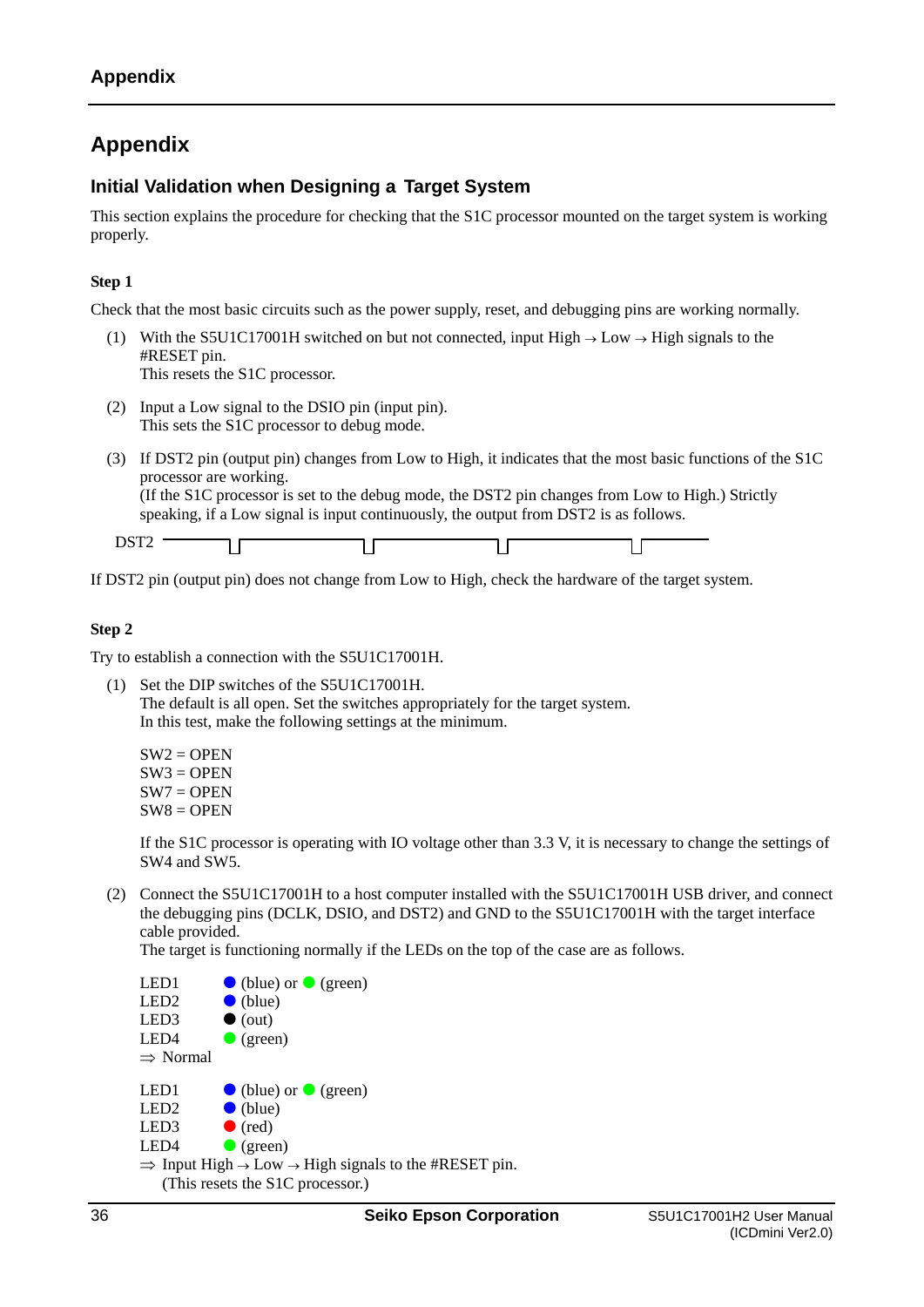# Appendix

## Initial Validation when Designing a Target System

This section explains the procedure for checking that the S1C processor mounted on the target system is working properly.

**Step 1**

Check that the most basic circuits such as the power supply, reset, and debugging pins are working normally.

(1) With the S5U1C17001H switched on but not connected, input High → Low → High signals to the #RESET pin.
This resets the S1C processor.

(2) Input a Low signal to the DSIO pin (input pin).
This sets the S1C processor to debug mode.

(3) If DST2 pin (output pin) changes from Low to High, it indicates that the most basic functions of the S1C processor are working.
(If the S1C processor is set to the debug mode, the DST2 pin changes from Low to High.) Strictly speaking, if a Low signal is input continuously, the output from DST2 is as follows.

DST2

If DST2 pin (output pin) does not change from Low to High, check the hardware of the target system.

**Step 2**

Try to establish a connection with the S5U1C17001H.

(1) Set the DIP switches of the S5U1C17001H.
The default is all open. Set the switches appropriately for the target system.
In this test, make the following settings at the minimum.

SW2 = OPEN
SW3 = OPEN
SW7 = OPEN
SW8 = OPEN

If the S1C processor is operating with IO voltage other than 3.3 V, it is necessary to change the settings of SW4 and SW5.

(2) Connect the S5U1C17001H to a host computer installed with the S5U1C17001H USB driver, and connect the debugging pins (DCLK, DSIO, and DST2) and GND to the S5U1C17001H with the target interface cable provided.
The target is functioning normally if the LEDs on the top of the case are as follows.

LED1 ● (blue) or ● (green)
LED2 ● (blue)
LED3 ● (out)
LED4 ● (green)
⇒ Normal

LED1 ● (blue) or ● (green)
LED2 ● (blue)
LED3 ● (red)
LED4 ● (green)
⇒ Input High → Low → High signals to the #RESET pin.
(This resets the S1C processor.)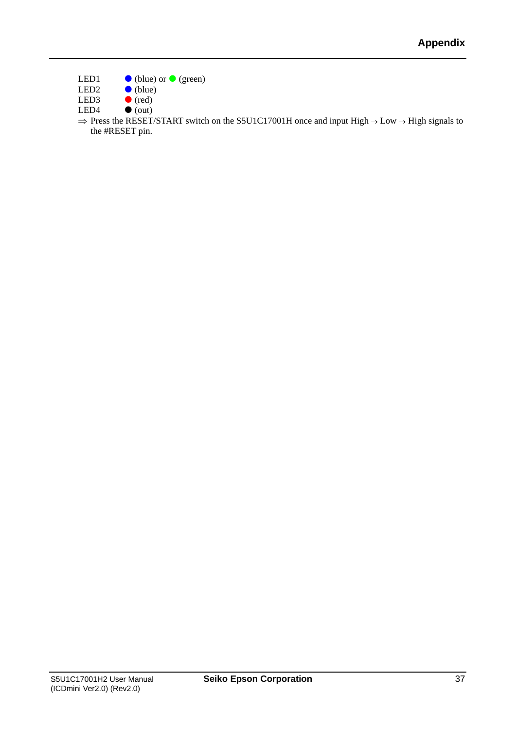LED1 ● (blue) or ● (green)
LED2 ● (blue)
LED3 ● (red)
LED4 ● (out)

⇒ Press the RESET/START switch on the S5U1C17001H once and input High → Low → High signals to the #RESET pin.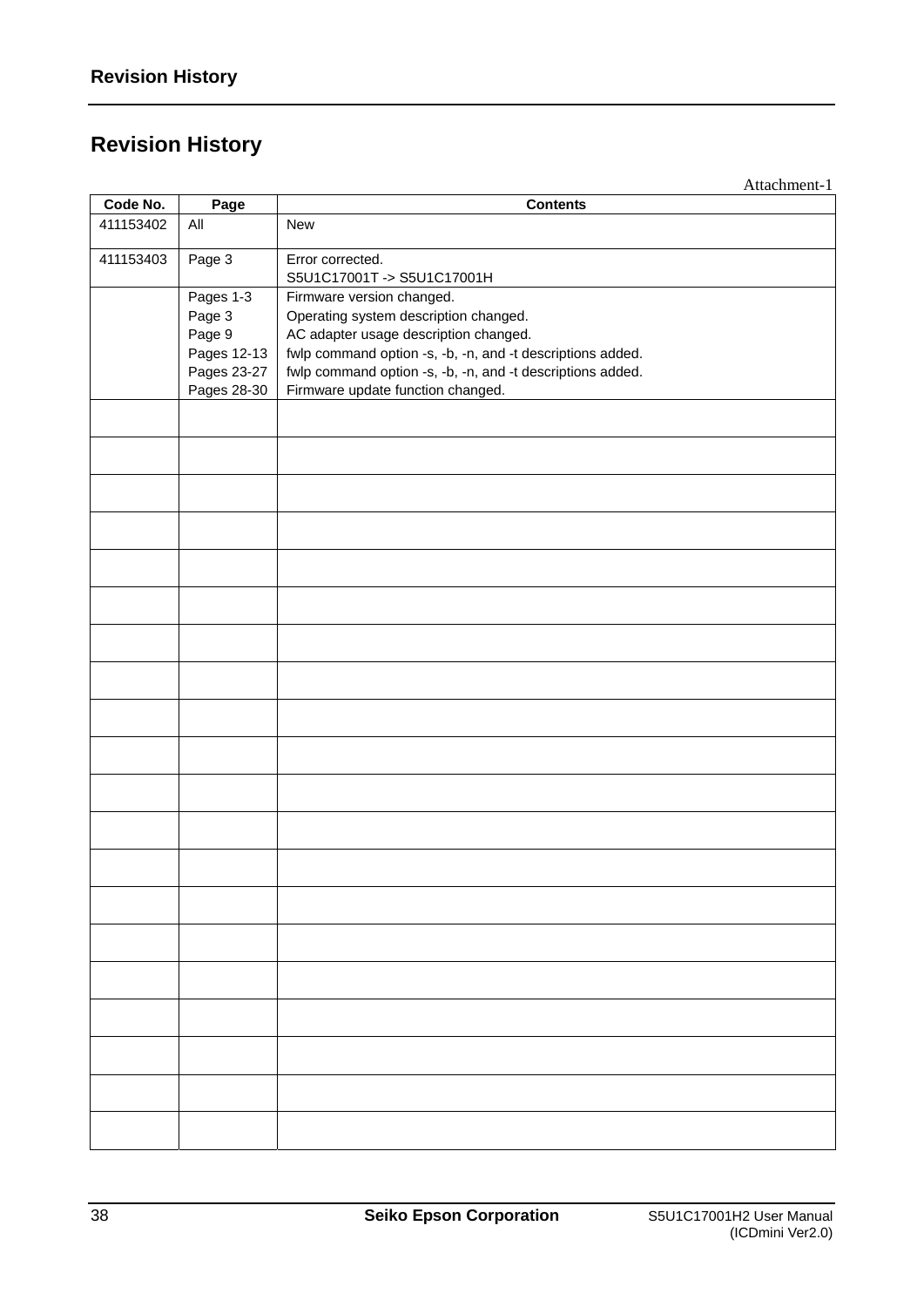# Revision History

Attachment-1

| Code No. | Page | Contents |
|---|---|---|
| 411153402 | All | New |
| 411153403 | Page 3 | Error corrected.<br>S5U1C17001T -> S5U1C17001H |
| | Pages 1-3<br>Page 3<br>Page 9<br>Pages 12-13<br>Pages 23-27<br>Pages 28-30 | Firmware version changed.<br>Operating system description changed.<br>AC adapter usage description changed.<br>fwlp command option -s, -b, -n, and -t descriptions added.<br>fwlp command option -s, -b, -n, and -t descriptions added.<br>Firmware update function changed. |
| | | |
| | | |
| | | |
| | | |
| | | |
| | | |
| | | |
| | | |
| | | |
| | | |
| | | |
| | | |
| | | |
| | | |
| | | |
| | | |
| | | |
| | | |
| | | |
| | | |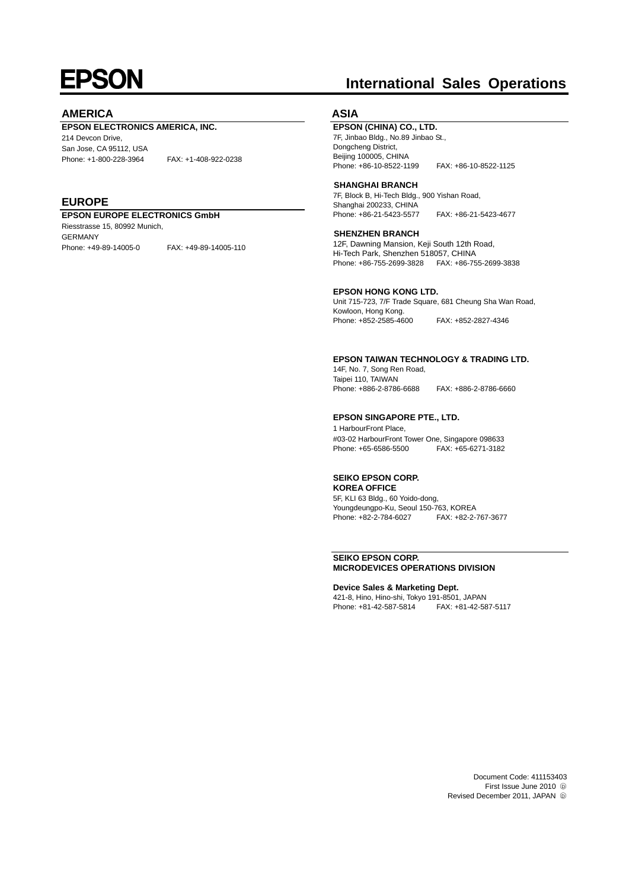# EPSON

# International Sales Operations

## AMERICA

**EPSON ELECTRONICS AMERICA, INC.**
214 Devcon Drive,
San Jose, CA 95112, USA
Phone: +1-800-228-3964 FAX: +1-408-922-0238

## EUROPE

**EPSON EUROPE ELECTRONICS GmbH**
Riesstrasse 15, 80992 Munich,
GERMANY
Phone: +49-89-14005-0 FAX: +49-89-14005-110

## ASIA

**EPSON (CHINA) CO., LTD.**
7F, Jinbao Bldg., No.89 Jinbao St.,
Dongcheng District,
Beijing 100005, CHINA
Phone: +86-10-8522-1199 FAX: +86-10-8522-1125

**SHANGHAI BRANCH**
7F, Block B, Hi-Tech Bldg., 900 Yishan Road,
Shanghai 200233, CHINA
Phone: +86-21-5423-5577 FAX: +86-21-5423-4677

**SHENZHEN BRANCH**
12F, Dawning Mansion, Keji South 12th Road,
Hi-Tech Park, Shenzhen 518057, CHINA
Phone: +86-755-2699-3828 FAX: +86-755-2699-3838

**EPSON HONG KONG LTD.**
Unit 715-723, 7/F Trade Square, 681 Cheung Sha Wan Road,
Kowloon, Hong Kong.
Phone: +852-2585-4600 FAX: +852-2827-4346

**EPSON TAIWAN TECHNOLOGY & TRADING LTD.**
14F, No. 7, Song Ren Road,
Taipei 110, TAIWAN
Phone: +886-2-8786-6688 FAX: +886-2-8786-6660

**EPSON SINGAPORE PTE., LTD.**
1 HarbourFront Place,
#03-02 HarbourFront Tower One, Singapore 098633
Phone: +65-6586-5500 FAX: +65-6271-3182

**SEIKO EPSON CORP.**
**KOREA OFFICE**
5F, KLI 63 Bldg., 60 Yoido-dong,
Youngdeungpo-Ku, Seoul 150-763, KOREA
Phone: +82-2-784-6027 FAX: +82-2-767-3677

**SEIKO EPSON CORP.**
**MICRODEVICES OPERATIONS DIVISION**

**Device Sales & Marketing Dept.**
421-8, Hino, Hino-shi, Tokyo 191-8501, JAPAN
Phone: +81-42-587-5814 FAX: +81-42-587-5117

Document Code: 411153403
First Issue June 2010 Ⓓ
Revised December 2011, JAPAN Ⓓ